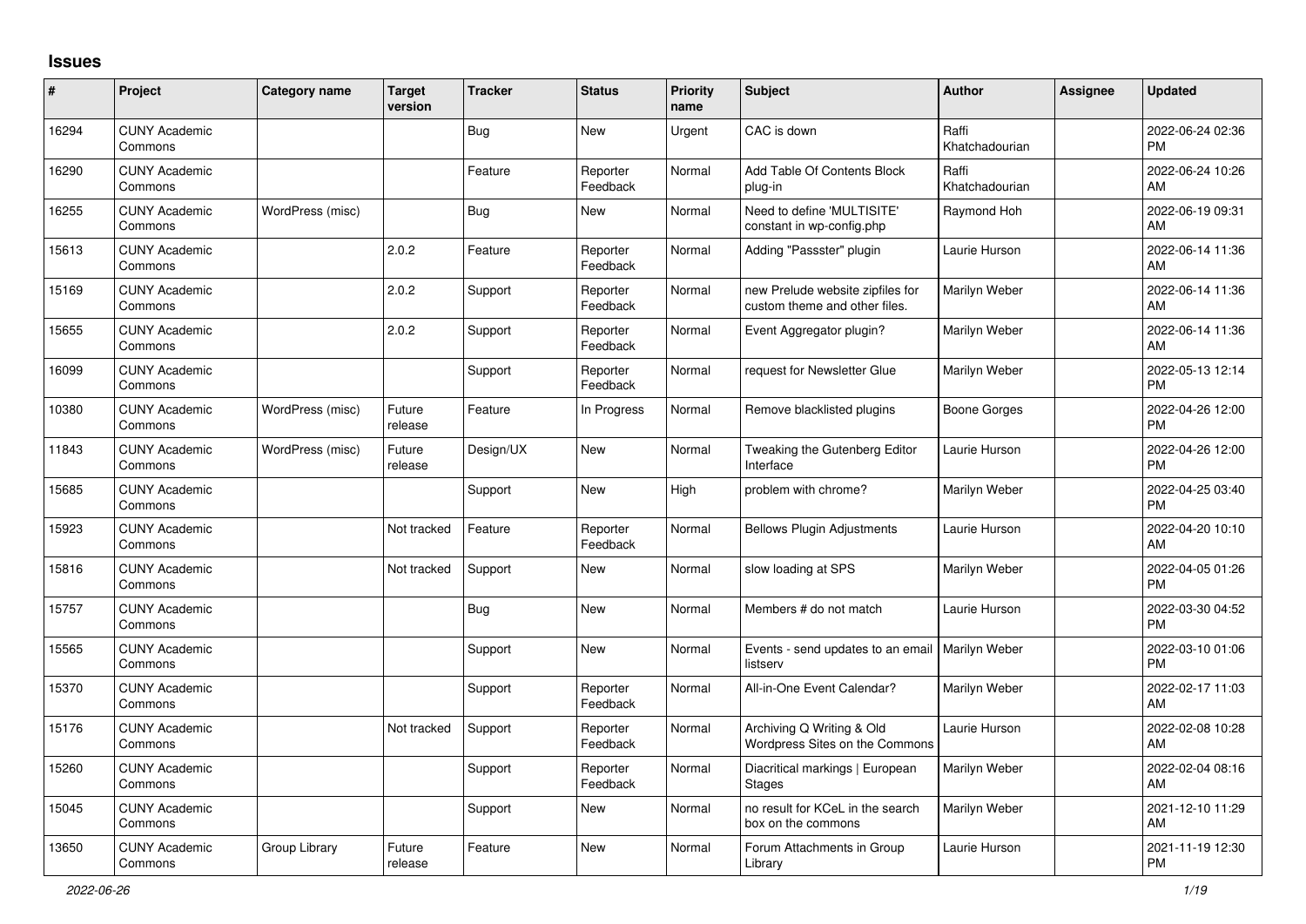# Issues

| # | Project | Category name | Target version | Tracker | Status | Priority name | Subject | Author | Assignee | Updated |
|---|---|---|---|---|---|---|---|---|---|---|
| 16294 | CUNY Academic Commons | | | Bug | New | Urgent | CAC is down | Raffi Khatchadourian | | 2022-06-24 02:36 PM |
| 16290 | CUNY Academic Commons | | | Feature | Reporter Feedback | Normal | Add Table Of Contents Block plug-in | Raffi Khatchadourian | | 2022-06-24 10:26 AM |
| 16255 | CUNY Academic Commons | WordPress (misc) | | Bug | New | Normal | Need to define 'MULTISITE' constant in wp-config.php | Raymond Hoh | | 2022-06-19 09:31 AM |
| 15613 | CUNY Academic Commons | | 2.0.2 | Feature | Reporter Feedback | Normal | Adding "Passster" plugin | Laurie Hurson | | 2022-06-14 11:36 AM |
| 15169 | CUNY Academic Commons | | 2.0.2 | Support | Reporter Feedback | Normal | new Prelude website zipfiles for custom theme and other files. | Marilyn Weber | | 2022-06-14 11:36 AM |
| 15655 | CUNY Academic Commons | | 2.0.2 | Support | Reporter Feedback | Normal | Event Aggregator plugin? | Marilyn Weber | | 2022-06-14 11:36 AM |
| 16099 | CUNY Academic Commons | | | Support | Reporter Feedback | Normal | request for Newsletter Glue | Marilyn Weber | | 2022-05-13 12:14 PM |
| 10380 | CUNY Academic Commons | WordPress (misc) | Future release | Feature | In Progress | Normal | Remove blacklisted plugins | Boone Gorges | | 2022-04-26 12:00 PM |
| 11843 | CUNY Academic Commons | WordPress (misc) | Future release | Design/UX | New | Normal | Tweaking the Gutenberg Editor Interface | Laurie Hurson | | 2022-04-26 12:00 PM |
| 15685 | CUNY Academic Commons | | | Support | New | High | problem with chrome? | Marilyn Weber | | 2022-04-25 03:40 PM |
| 15923 | CUNY Academic Commons | | Not tracked | Feature | Reporter Feedback | Normal | Bellows Plugin Adjustments | Laurie Hurson | | 2022-04-20 10:10 AM |
| 15816 | CUNY Academic Commons | | Not tracked | Support | New | Normal | slow loading at SPS | Marilyn Weber | | 2022-04-05 01:26 PM |
| 15757 | CUNY Academic Commons | | | Bug | New | Normal | Members # do not match | Laurie Hurson | | 2022-03-30 04:52 PM |
| 15565 | CUNY Academic Commons | | | Support | New | Normal | Events - send updates to an email listserv | Marilyn Weber | | 2022-03-10 01:06 PM |
| 15370 | CUNY Academic Commons | | | Support | Reporter Feedback | Normal | All-in-One Event Calendar? | Marilyn Weber | | 2022-02-17 11:03 AM |
| 15176 | CUNY Academic Commons | | Not tracked | Support | Reporter Feedback | Normal | Archiving Q Writing & Old Wordpress Sites on the Commons | Laurie Hurson | | 2022-02-08 10:28 AM |
| 15260 | CUNY Academic Commons | | | Support | Reporter Feedback | Normal | Diacritical markings \| European Stages | Marilyn Weber | | 2022-02-04 08:16 AM |
| 15045 | CUNY Academic Commons | | | Support | New | Normal | no result for KCeL in the search box on the commons | Marilyn Weber | | 2021-12-10 11:29 AM |
| 13650 | CUNY Academic Commons | Group Library | Future release | Feature | New | Normal | Forum Attachments in Group Library | Laurie Hurson | | 2021-11-19 12:30 PM |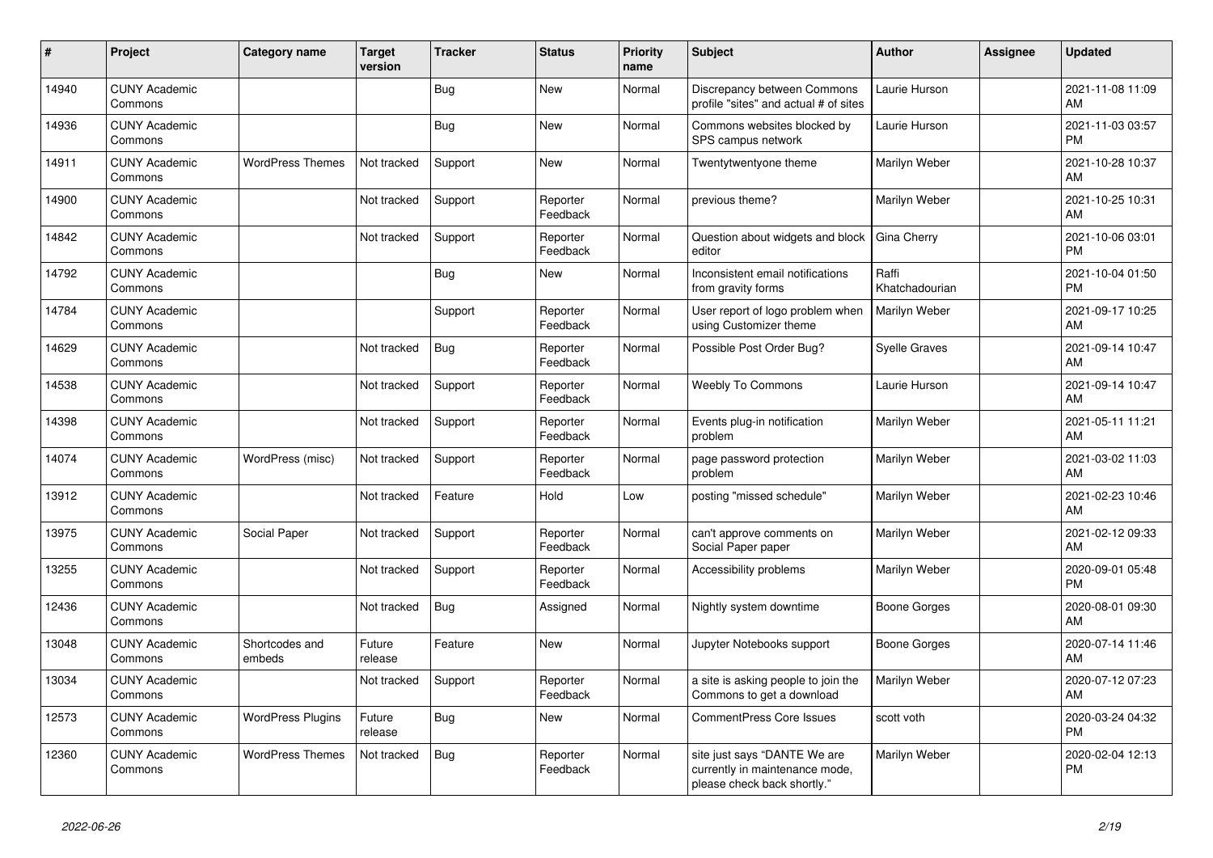| # | Project | Category name | Target version | Tracker | Status | Priority name | Subject | Author | Assignee | Updated |
|---|---|---|---|---|---|---|---|---|---|---|
| 14940 | CUNY Academic Commons | | | Bug | New | Normal | Discrepancy between Commons profile "sites" and actual # of sites | Laurie Hurson | | 2021-11-08 11:09 AM |
| 14936 | CUNY Academic Commons | | | Bug | New | Normal | Commons websites blocked by SPS campus network | Laurie Hurson | | 2021-11-03 03:57 PM |
| 14911 | CUNY Academic Commons | WordPress Themes | Not tracked | Support | New | Normal | Twentytwentyone theme | Marilyn Weber | | 2021-10-28 10:37 AM |
| 14900 | CUNY Academic Commons | | Not tracked | Support | Reporter Feedback | Normal | previous theme? | Marilyn Weber | | 2021-10-25 10:31 AM |
| 14842 | CUNY Academic Commons | | Not tracked | Support | Reporter Feedback | Normal | Question about widgets and block editor | Gina Cherry | | 2021-10-06 03:01 PM |
| 14792 | CUNY Academic Commons | | | Bug | New | Normal | Inconsistent email notifications from gravity forms | Raffi Khatchadourian | | 2021-10-04 01:50 PM |
| 14784 | CUNY Academic Commons | | | Support | Reporter Feedback | Normal | User report of logo problem when using Customizer theme | Marilyn Weber | | 2021-09-17 10:25 AM |
| 14629 | CUNY Academic Commons | | Not tracked | Bug | Reporter Feedback | Normal | Possible Post Order Bug? | Syelle Graves | | 2021-09-14 10:47 AM |
| 14538 | CUNY Academic Commons | | Not tracked | Support | Reporter Feedback | Normal | Weebly To Commons | Laurie Hurson | | 2021-09-14 10:47 AM |
| 14398 | CUNY Academic Commons | | Not tracked | Support | Reporter Feedback | Normal | Events plug-in notification problem | Marilyn Weber | | 2021-05-11 11:21 AM |
| 14074 | CUNY Academic Commons | WordPress (misc) | Not tracked | Support | Reporter Feedback | Normal | page password protection problem | Marilyn Weber | | 2021-03-02 11:03 AM |
| 13912 | CUNY Academic Commons | | Not tracked | Feature | Hold | Low | posting "missed schedule" | Marilyn Weber | | 2021-02-23 10:46 AM |
| 13975 | CUNY Academic Commons | Social Paper | Not tracked | Support | Reporter Feedback | Normal | can't approve comments on Social Paper paper | Marilyn Weber | | 2021-02-12 09:33 AM |
| 13255 | CUNY Academic Commons | | Not tracked | Support | Reporter Feedback | Normal | Accessibility problems | Marilyn Weber | | 2020-09-01 05:48 PM |
| 12436 | CUNY Academic Commons | | Not tracked | Bug | Assigned | Normal | Nightly system downtime | Boone Gorges | | 2020-08-01 09:30 AM |
| 13048 | CUNY Academic Commons | Shortcodes and embeds | Future release | Feature | New | Normal | Jupyter Notebooks support | Boone Gorges | | 2020-07-14 11:46 AM |
| 13034 | CUNY Academic Commons | | Not tracked | Support | Reporter Feedback | Normal | a site is asking people to join the Commons to get a download | Marilyn Weber | | 2020-07-12 07:23 AM |
| 12573 | CUNY Academic Commons | WordPress Plugins | Future release | Bug | New | Normal | CommentPress Core Issues | scott voth | | 2020-03-24 04:32 PM |
| 12360 | CUNY Academic Commons | WordPress Themes | Not tracked | Bug | Reporter Feedback | Normal | site just says "DANTE We are currently in maintenance mode, please check back shortly." | Marilyn Weber | | 2020-02-04 12:13 PM |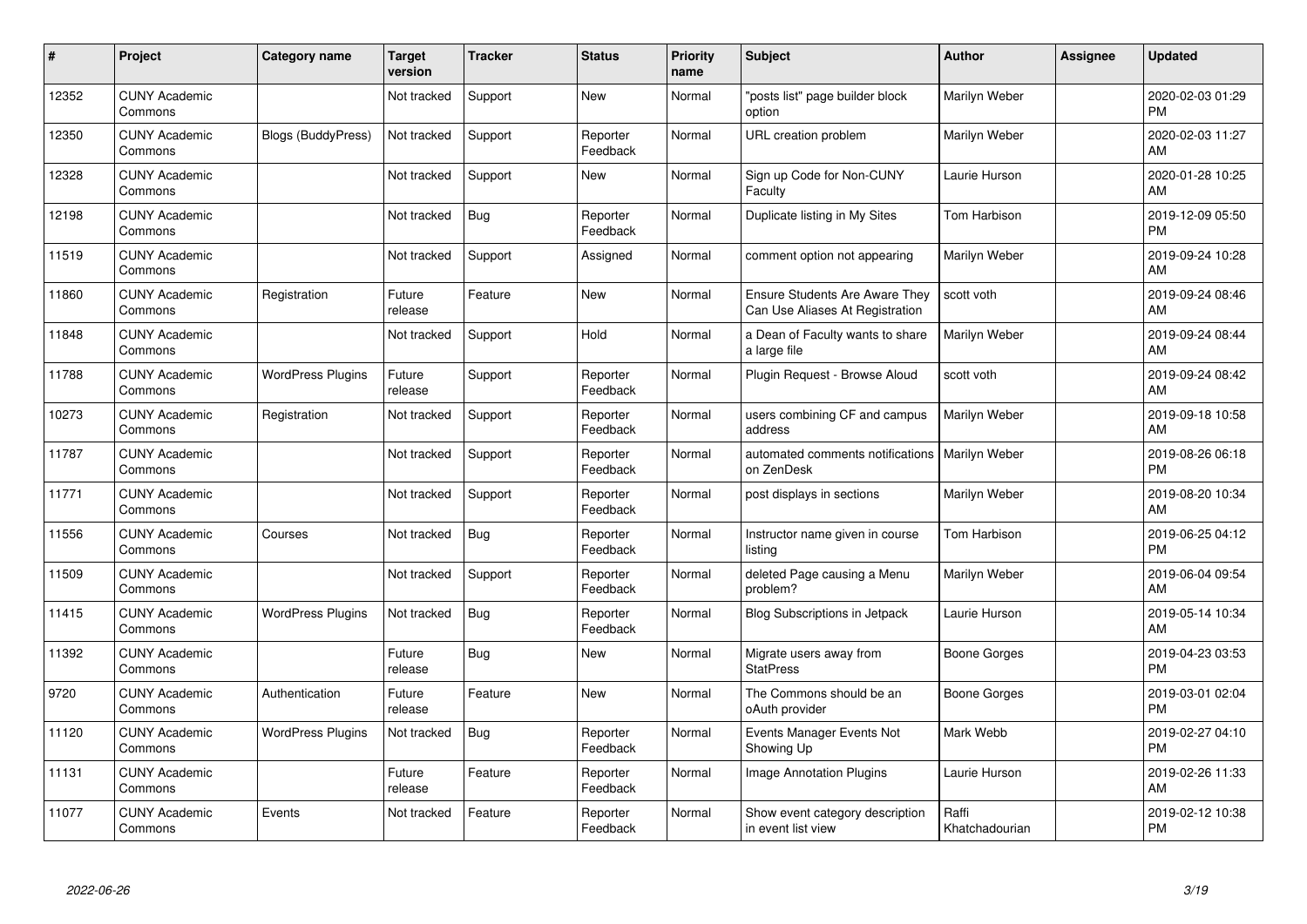| # | Project | Category name | Target version | Tracker | Status | Priority name | Subject | Author | Assignee | Updated |
|---|---|---|---|---|---|---|---|---|---|---|
| 12352 | CUNY Academic Commons | | Not tracked | Support | New | Normal | "posts list" page builder block option | Marilyn Weber | | 2020-02-03 01:29 PM |
| 12350 | CUNY Academic Commons | Blogs (BuddyPress) | Not tracked | Support | Reporter Feedback | Normal | URL creation problem | Marilyn Weber | | 2020-02-03 11:27 AM |
| 12328 | CUNY Academic Commons | | Not tracked | Support | New | Normal | Sign up Code for Non-CUNY Faculty | Laurie Hurson | | 2020-01-28 10:25 AM |
| 12198 | CUNY Academic Commons | | Not tracked | Bug | Reporter Feedback | Normal | Duplicate listing in My Sites | Tom Harbison | | 2019-12-09 05:50 PM |
| 11519 | CUNY Academic Commons | | Not tracked | Support | Assigned | Normal | comment option not appearing | Marilyn Weber | | 2019-09-24 10:28 AM |
| 11860 | CUNY Academic Commons | Registration | Future release | Feature | New | Normal | Ensure Students Are Aware They Can Use Aliases At Registration | scott voth | | 2019-09-24 08:46 AM |
| 11848 | CUNY Academic Commons | | Not tracked | Support | Hold | Normal | a Dean of Faculty wants to share a large file | Marilyn Weber | | 2019-09-24 08:44 AM |
| 11788 | CUNY Academic Commons | WordPress Plugins | Future release | Support | Reporter Feedback | Normal | Plugin Request - Browse Aloud | scott voth | | 2019-09-24 08:42 AM |
| 10273 | CUNY Academic Commons | Registration | Not tracked | Support | Reporter Feedback | Normal | users combining CF and campus address | Marilyn Weber | | 2019-09-18 10:58 AM |
| 11787 | CUNY Academic Commons | | Not tracked | Support | Reporter Feedback | Normal | automated comments notifications on ZenDesk | Marilyn Weber | | 2019-08-26 06:18 PM |
| 11771 | CUNY Academic Commons | | Not tracked | Support | Reporter Feedback | Normal | post displays in sections | Marilyn Weber | | 2019-08-20 10:34 AM |
| 11556 | CUNY Academic Commons | Courses | Not tracked | Bug | Reporter Feedback | Normal | Instructor name given in course listing | Tom Harbison | | 2019-06-25 04:12 PM |
| 11509 | CUNY Academic Commons | | Not tracked | Support | Reporter Feedback | Normal | deleted Page causing a Menu problem? | Marilyn Weber | | 2019-06-04 09:54 AM |
| 11415 | CUNY Academic Commons | WordPress Plugins | Not tracked | Bug | Reporter Feedback | Normal | Blog Subscriptions in Jetpack | Laurie Hurson | | 2019-05-14 10:34 AM |
| 11392 | CUNY Academic Commons | | Future release | Bug | New | Normal | Migrate users away from StatPress | Boone Gorges | | 2019-04-23 03:53 PM |
| 9720 | CUNY Academic Commons | Authentication | Future release | Feature | New | Normal | The Commons should be an oAuth provider | Boone Gorges | | 2019-03-01 02:04 PM |
| 11120 | CUNY Academic Commons | WordPress Plugins | Not tracked | Bug | Reporter Feedback | Normal | Events Manager Events Not Showing Up | Mark Webb | | 2019-02-27 04:10 PM |
| 11131 | CUNY Academic Commons | | Future release | Feature | Reporter Feedback | Normal | Image Annotation Plugins | Laurie Hurson | | 2019-02-26 11:33 AM |
| 11077 | CUNY Academic Commons | Events | Not tracked | Feature | Reporter Feedback | Normal | Show event category description in event list view | Raffi Khatchadourian | | 2019-02-12 10:38 PM |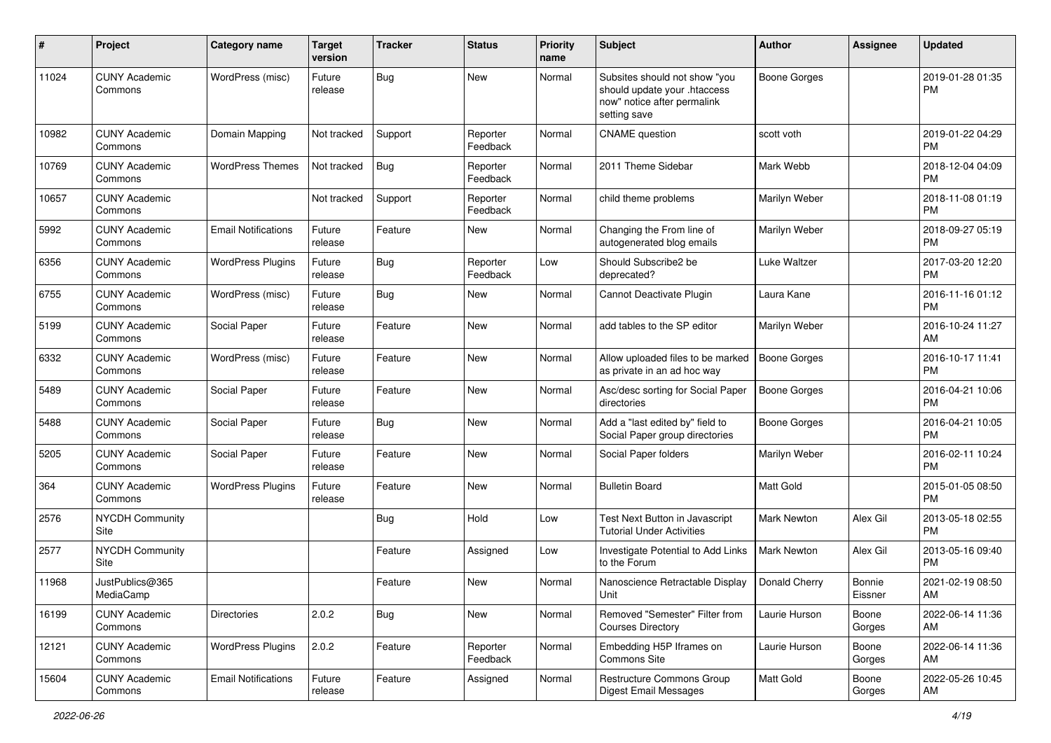| # | Project | Category name | Target version | Tracker | Status | Priority name | Subject | Author | Assignee | Updated |
|---|---|---|---|---|---|---|---|---|---|---|
| 11024 | CUNY Academic Commons | WordPress (misc) | Future release | Bug | New | Normal | Subsites should not show "you should update your .htaccess now" notice after permalink setting save | Boone Gorges | | 2019-01-28 01:35 PM |
| 10982 | CUNY Academic Commons | Domain Mapping | Not tracked | Support | Reporter Feedback | Normal | CNAME question | scott voth | | 2019-01-22 04:29 PM |
| 10769 | CUNY Academic Commons | WordPress Themes | Not tracked | Bug | Reporter Feedback | Normal | 2011 Theme Sidebar | Mark Webb | | 2018-12-04 04:09 PM |
| 10657 | CUNY Academic Commons | | Not tracked | Support | Reporter Feedback | Normal | child theme problems | Marilyn Weber | | 2018-11-08 01:19 PM |
| 5992 | CUNY Academic Commons | Email Notifications | Future release | Feature | New | Normal | Changing the From line of autogenerated blog emails | Marilyn Weber | | 2018-09-27 05:19 PM |
| 6356 | CUNY Academic Commons | WordPress Plugins | Future release | Bug | Reporter Feedback | Low | Should Subscribe2 be deprecated? | Luke Waltzer | | 2017-03-20 12:20 PM |
| 6755 | CUNY Academic Commons | WordPress (misc) | Future release | Bug | New | Normal | Cannot Deactivate Plugin | Laura Kane | | 2016-11-16 01:12 PM |
| 5199 | CUNY Academic Commons | Social Paper | Future release | Feature | New | Normal | add tables to the SP editor | Marilyn Weber | | 2016-10-24 11:27 AM |
| 6332 | CUNY Academic Commons | WordPress (misc) | Future release | Feature | New | Normal | Allow uploaded files to be marked as private in an ad hoc way | Boone Gorges | | 2016-10-17 11:41 PM |
| 5489 | CUNY Academic Commons | Social Paper | Future release | Feature | New | Normal | Asc/desc sorting for Social Paper directories | Boone Gorges | | 2016-04-21 10:06 PM |
| 5488 | CUNY Academic Commons | Social Paper | Future release | Bug | New | Normal | Add a "last edited by" field to Social Paper group directories | Boone Gorges | | 2016-04-21 10:05 PM |
| 5205 | CUNY Academic Commons | Social Paper | Future release | Feature | New | Normal | Social Paper folders | Marilyn Weber | | 2016-02-11 10:24 PM |
| 364 | CUNY Academic Commons | WordPress Plugins | Future release | Feature | New | Normal | Bulletin Board | Matt Gold | | 2015-01-05 08:50 PM |
| 2576 | NYCDH Community Site | | | Bug | Hold | Low | Test Next Button in Javascript Tutorial Under Activities | Mark Newton | Alex Gil | 2013-05-18 02:55 PM |
| 2577 | NYCDH Community Site | | | Feature | Assigned | Low | Investigate Potential to Add Links to the Forum | Mark Newton | Alex Gil | 2013-05-16 09:40 PM |
| 11968 | JustPublics@365 MediaCamp | | | Feature | New | Normal | Nanoscience Retractable Display Unit | Donald Cherry | Bonnie Eissner | 2021-02-19 08:50 AM |
| 16199 | CUNY Academic Commons | Directories | 2.0.2 | Bug | New | Normal | Removed "Semester" Filter from Courses Directory | Laurie Hurson | Boone Gorges | 2022-06-14 11:36 AM |
| 12121 | CUNY Academic Commons | WordPress Plugins | 2.0.2 | Feature | Reporter Feedback | Normal | Embedding H5P Iframes on Commons Site | Laurie Hurson | Boone Gorges | 2022-06-14 11:36 AM |
| 15604 | CUNY Academic Commons | Email Notifications | Future release | Feature | Assigned | Normal | Restructure Commons Group Digest Email Messages | Matt Gold | Boone Gorges | 2022-05-26 10:45 AM |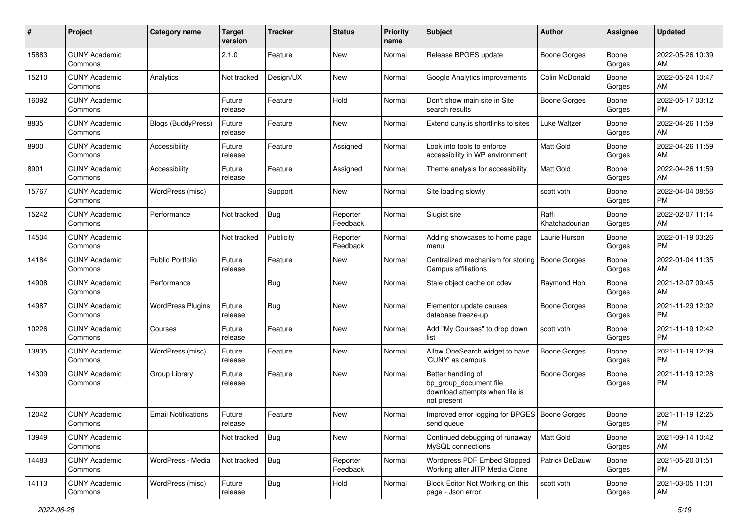| # | Project | Category name | Target version | Tracker | Status | Priority name | Subject | Author | Assignee | Updated |
|---|---|---|---|---|---|---|---|---|---|---|
| 15883 | CUNY Academic Commons | | 2.1.0 | Feature | New | Normal | Release BPGES update | Boone Gorges | Boone Gorges | 2022-05-26 10:39 AM |
| 15210 | CUNY Academic Commons | Analytics | Not tracked | Design/UX | New | Normal | Google Analytics improvements | Colin McDonald | Boone Gorges | 2022-05-24 10:47 AM |
| 16092 | CUNY Academic Commons | | Future release | Feature | Hold | Normal | Don't show main site in Site search results | Boone Gorges | Boone Gorges | 2022-05-17 03:12 PM |
| 8835 | CUNY Academic Commons | Blogs (BuddyPress) | Future release | Feature | New | Normal | Extend cuny.is shortlinks to sites | Luke Waltzer | Boone Gorges | 2022-04-26 11:59 AM |
| 8900 | CUNY Academic Commons | Accessibility | Future release | Feature | Assigned | Normal | Look into tools to enforce accessibility in WP environment | Matt Gold | Boone Gorges | 2022-04-26 11:59 AM |
| 8901 | CUNY Academic Commons | Accessibility | Future release | Feature | Assigned | Normal | Theme analysis for accessibility | Matt Gold | Boone Gorges | 2022-04-26 11:59 AM |
| 15767 | CUNY Academic Commons | WordPress (misc) | | Support | New | Normal | Site loading slowly | scott voth | Boone Gorges | 2022-04-04 08:56 PM |
| 15242 | CUNY Academic Commons | Performance | Not tracked | Bug | Reporter Feedback | Normal | Slugist site | Raffi Khatchadourian | Boone Gorges | 2022-02-07 11:14 AM |
| 14504 | CUNY Academic Commons | | Not tracked | Publicity | Reporter Feedback | Normal | Adding showcases to home page menu | Laurie Hurson | Boone Gorges | 2022-01-19 03:26 PM |
| 14184 | CUNY Academic Commons | Public Portfolio | Future release | Feature | New | Normal | Centralized mechanism for storing Campus affiliations | Boone Gorges | Boone Gorges | 2022-01-04 11:35 AM |
| 14908 | CUNY Academic Commons | Performance | | Bug | New | Normal | Stale object cache on cdev | Raymond Hoh | Boone Gorges | 2021-12-07 09:45 AM |
| 14987 | CUNY Academic Commons | WordPress Plugins | Future release | Bug | New | Normal | Elementor update causes database freeze-up | Boone Gorges | Boone Gorges | 2021-11-29 12:02 PM |
| 10226 | CUNY Academic Commons | Courses | Future release | Feature | New | Normal | Add "My Courses" to drop down list | scott voth | Boone Gorges | 2021-11-19 12:42 PM |
| 13835 | CUNY Academic Commons | WordPress (misc) | Future release | Feature | New | Normal | Allow OneSearch widget to have 'CUNY' as campus | Boone Gorges | Boone Gorges | 2021-11-19 12:39 PM |
| 14309 | CUNY Academic Commons | Group Library | Future release | Feature | New | Normal | Better handling of bp_group_document file download attempts when file is not present | Boone Gorges | Boone Gorges | 2021-11-19 12:28 PM |
| 12042 | CUNY Academic Commons | Email Notifications | Future release | Feature | New | Normal | Improved error logging for BPGES send queue | Boone Gorges | Boone Gorges | 2021-11-19 12:25 PM |
| 13949 | CUNY Academic Commons | | Not tracked | Bug | New | Normal | Continued debugging of runaway MySQL connections | Matt Gold | Boone Gorges | 2021-09-14 10:42 AM |
| 14483 | CUNY Academic Commons | WordPress - Media | Not tracked | Bug | Reporter Feedback | Normal | Wordpress PDF Embed Stopped Working after JITP Media Clone | Patrick DeDauw | Boone Gorges | 2021-05-20 01:51 PM |
| 14113 | CUNY Academic Commons | WordPress (misc) | Future release | Bug | Hold | Normal | Block Editor Not Working on this page - Json error | scott voth | Boone Gorges | 2021-03-05 11:01 AM |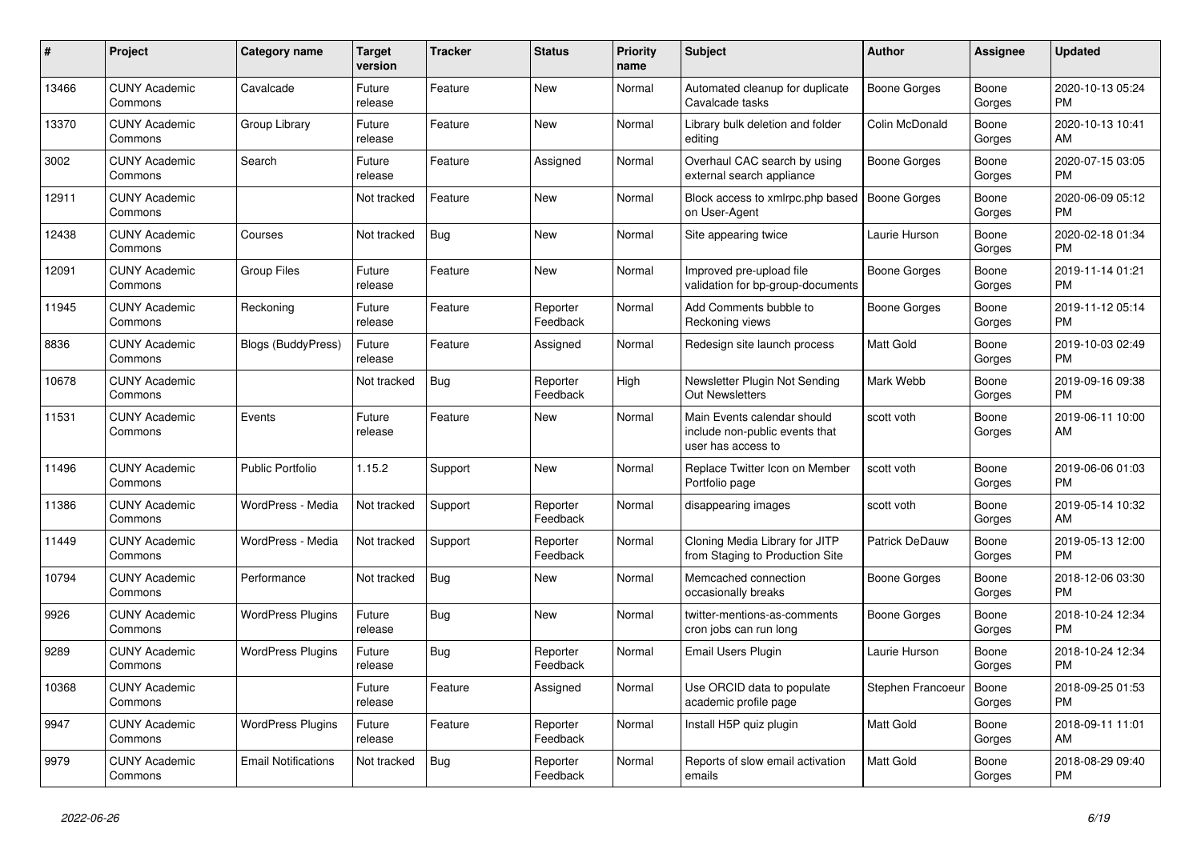| # | Project | Category name | Target version | Tracker | Status | Priority name | Subject | Author | Assignee | Updated |
|---|---|---|---|---|---|---|---|---|---|---|
| 13466 | CUNY Academic Commons | Cavalcade | Future release | Feature | New | Normal | Automated cleanup for duplicate Cavalcade tasks | Boone Gorges | Boone Gorges | 2020-10-13 05:24 PM |
| 13370 | CUNY Academic Commons | Group Library | Future release | Feature | New | Normal | Library bulk deletion and folder editing | Colin McDonald | Boone Gorges | 2020-10-13 10:41 AM |
| 3002 | CUNY Academic Commons | Search | Future release | Feature | Assigned | Normal | Overhaul CAC search by using external search appliance | Boone Gorges | Boone Gorges | 2020-07-15 03:05 PM |
| 12911 | CUNY Academic Commons | | Not tracked | Feature | New | Normal | Block access to xmlrpc.php based on User-Agent | Boone Gorges | Boone Gorges | 2020-06-09 05:12 PM |
| 12438 | CUNY Academic Commons | Courses | Not tracked | Bug | New | Normal | Site appearing twice | Laurie Hurson | Boone Gorges | 2020-02-18 01:34 PM |
| 12091 | CUNY Academic Commons | Group Files | Future release | Feature | New | Normal | Improved pre-upload file validation for bp-group-documents | Boone Gorges | Boone Gorges | 2019-11-14 01:21 PM |
| 11945 | CUNY Academic Commons | Reckoning | Future release | Feature | Reporter Feedback | Normal | Add Comments bubble to Reckoning views | Boone Gorges | Boone Gorges | 2019-11-12 05:14 PM |
| 8836 | CUNY Academic Commons | Blogs (BuddyPress) | Future release | Feature | Assigned | Normal | Redesign site launch process | Matt Gold | Boone Gorges | 2019-10-03 02:49 PM |
| 10678 | CUNY Academic Commons | | Not tracked | Bug | Reporter Feedback | High | Newsletter Plugin Not Sending Out Newsletters | Mark Webb | Boone Gorges | 2019-09-16 09:38 PM |
| 11531 | CUNY Academic Commons | Events | Future release | Feature | New | Normal | Main Events calendar should include non-public events that user has access to | scott voth | Boone Gorges | 2019-06-11 10:00 AM |
| 11496 | CUNY Academic Commons | Public Portfolio | 1.15.2 | Support | New | Normal | Replace Twitter Icon on Member Portfolio page | scott voth | Boone Gorges | 2019-06-06 01:03 PM |
| 11386 | CUNY Academic Commons | WordPress - Media | Not tracked | Support | Reporter Feedback | Normal | disappearing images | scott voth | Boone Gorges | 2019-05-14 10:32 AM |
| 11449 | CUNY Academic Commons | WordPress - Media | Not tracked | Support | Reporter Feedback | Normal | Cloning Media Library for JITP from Staging to Production Site | Patrick DeDauw | Boone Gorges | 2019-05-13 12:00 PM |
| 10794 | CUNY Academic Commons | Performance | Not tracked | Bug | New | Normal | Memcached connection occasionally breaks | Boone Gorges | Boone Gorges | 2018-12-06 03:30 PM |
| 9926 | CUNY Academic Commons | WordPress Plugins | Future release | Bug | New | Normal | twitter-mentions-as-comments cron jobs can run long | Boone Gorges | Boone Gorges | 2018-10-24 12:34 PM |
| 9289 | CUNY Academic Commons | WordPress Plugins | Future release | Bug | Reporter Feedback | Normal | Email Users Plugin | Laurie Hurson | Boone Gorges | 2018-10-24 12:34 PM |
| 10368 | CUNY Academic Commons | | Future release | Feature | Assigned | Normal | Use ORCID data to populate academic profile page | Stephen Francoeur | Boone Gorges | 2018-09-25 01:53 PM |
| 9947 | CUNY Academic Commons | WordPress Plugins | Future release | Feature | Reporter Feedback | Normal | Install H5P quiz plugin | Matt Gold | Boone Gorges | 2018-09-11 11:01 AM |
| 9979 | CUNY Academic Commons | Email Notifications | Not tracked | Bug | Reporter Feedback | Normal | Reports of slow email activation emails | Matt Gold | Boone Gorges | 2018-08-29 09:40 PM |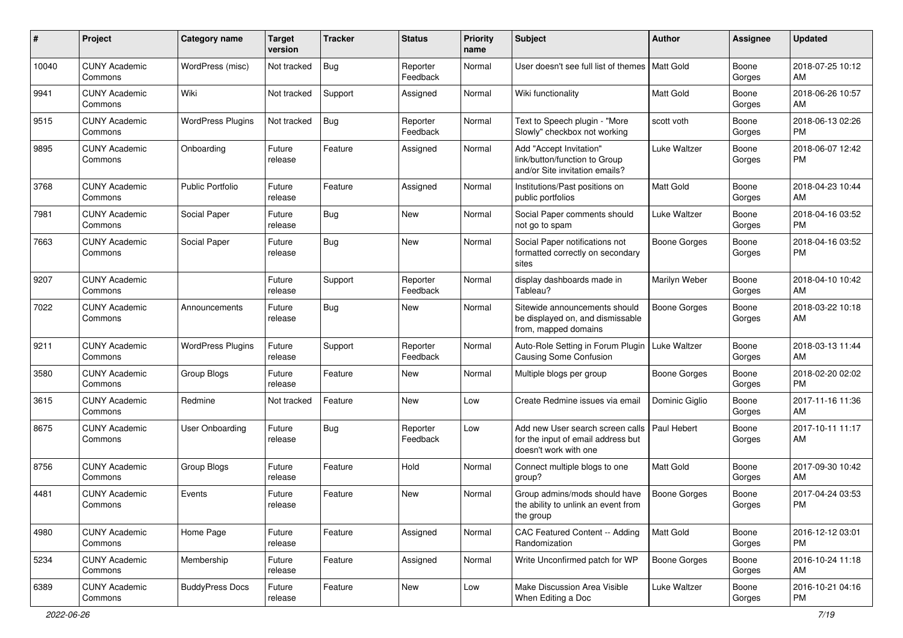| # | Project | Category name | Target version | Tracker | Status | Priority name | Subject | Author | Assignee | Updated |
|---|---|---|---|---|---|---|---|---|---|---|
| 10040 | CUNY Academic Commons | WordPress (misc) | Not tracked | Bug | Reporter Feedback | Normal | User doesn't see full list of themes | Matt Gold | Boone Gorges | 2018-07-25 10:12 AM |
| 9941 | CUNY Academic Commons | Wiki | Not tracked | Support | Assigned | Normal | Wiki functionality | Matt Gold | Boone Gorges | 2018-06-26 10:57 AM |
| 9515 | CUNY Academic Commons | WordPress Plugins | Not tracked | Bug | Reporter Feedback | Normal | Text to Speech plugin - "More Slowly" checkbox not working | scott voth | Boone Gorges | 2018-06-13 02:26 PM |
| 9895 | CUNY Academic Commons | Onboarding | Future release | Feature | Assigned | Normal | Add "Accept Invitation" link/button/function to Group and/or Site invitation emails? | Luke Waltzer | Boone Gorges | 2018-06-07 12:42 PM |
| 3768 | CUNY Academic Commons | Public Portfolio | Future release | Feature | Assigned | Normal | Institutions/Past positions on public portfolios | Matt Gold | Boone Gorges | 2018-04-23 10:44 AM |
| 7981 | CUNY Academic Commons | Social Paper | Future release | Bug | New | Normal | Social Paper comments should not go to spam | Luke Waltzer | Boone Gorges | 2018-04-16 03:52 PM |
| 7663 | CUNY Academic Commons | Social Paper | Future release | Bug | New | Normal | Social Paper notifications not formatted correctly on secondary sites | Boone Gorges | Boone Gorges | 2018-04-16 03:52 PM |
| 9207 | CUNY Academic Commons | | Future release | Support | Reporter Feedback | Normal | display dashboards made in Tableau? | Marilyn Weber | Boone Gorges | 2018-04-10 10:42 AM |
| 7022 | CUNY Academic Commons | Announcements | Future release | Bug | New | Normal | Sitewide announcements should be displayed on, and dismissable from, mapped domains | Boone Gorges | Boone Gorges | 2018-03-22 10:18 AM |
| 9211 | CUNY Academic Commons | WordPress Plugins | Future release | Support | Reporter Feedback | Normal | Auto-Role Setting in Forum Plugin Causing Some Confusion | Luke Waltzer | Boone Gorges | 2018-03-13 11:44 AM |
| 3580 | CUNY Academic Commons | Group Blogs | Future release | Feature | New | Normal | Multiple blogs per group | Boone Gorges | Boone Gorges | 2018-02-20 02:02 PM |
| 3615 | CUNY Academic Commons | Redmine | Not tracked | Feature | New | Low | Create Redmine issues via email | Dominic Giglio | Boone Gorges | 2017-11-16 11:36 AM |
| 8675 | CUNY Academic Commons | User Onboarding | Future release | Bug | Reporter Feedback | Low | Add new User search screen calls for the input of email address but doesn't work with one | Paul Hebert | Boone Gorges | 2017-10-11 11:17 AM |
| 8756 | CUNY Academic Commons | Group Blogs | Future release | Feature | Hold | Normal | Connect multiple blogs to one group? | Matt Gold | Boone Gorges | 2017-09-30 10:42 AM |
| 4481 | CUNY Academic Commons | Events | Future release | Feature | New | Normal | Group admins/mods should have the ability to unlink an event from the group | Boone Gorges | Boone Gorges | 2017-04-24 03:53 PM |
| 4980 | CUNY Academic Commons | Home Page | Future release | Feature | Assigned | Normal | CAC Featured Content -- Adding Randomization | Matt Gold | Boone Gorges | 2016-12-12 03:01 PM |
| 5234 | CUNY Academic Commons | Membership | Future release | Feature | Assigned | Normal | Write Unconfirmed patch for WP | Boone Gorges | Boone Gorges | 2016-10-24 11:18 AM |
| 6389 | CUNY Academic Commons | BuddyPress Docs | Future release | Feature | New | Low | Make Discussion Area Visible When Editing a Doc | Luke Waltzer | Boone Gorges | 2016-10-21 04:16 PM |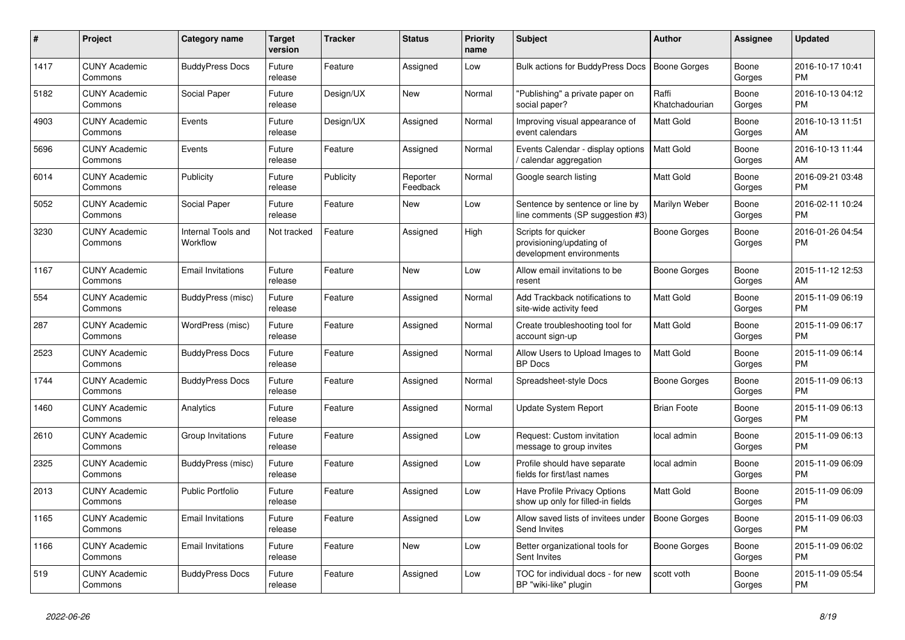| # | Project | Category name | Target version | Tracker | Status | Priority name | Subject | Author | Assignee | Updated |
|---|---|---|---|---|---|---|---|---|---|---|
| 1417 | CUNY Academic Commons | BuddyPress Docs | Future release | Feature | Assigned | Low | Bulk actions for BuddyPress Docs | Boone Gorges | Boone Gorges | 2016-10-17 10:41 PM |
| 5182 | CUNY Academic Commons | Social Paper | Future release | Design/UX | New | Normal | "Publishing" a private paper on social paper? | Raffi Khatchadourian | Boone Gorges | 2016-10-13 04:12 PM |
| 4903 | CUNY Academic Commons | Events | Future release | Design/UX | Assigned | Normal | Improving visual appearance of event calendars | Matt Gold | Boone Gorges | 2016-10-13 11:51 AM |
| 5696 | CUNY Academic Commons | Events | Future release | Feature | Assigned | Normal | Events Calendar - display options / calendar aggregation | Matt Gold | Boone Gorges | 2016-10-13 11:44 AM |
| 6014 | CUNY Academic Commons | Publicity | Future release | Publicity | Reporter Feedback | Normal | Google search listing | Matt Gold | Boone Gorges | 2016-09-21 03:48 PM |
| 5052 | CUNY Academic Commons | Social Paper | Future release | Feature | New | Low | Sentence by sentence or line by line comments (SP suggestion #3) | Marilyn Weber | Boone Gorges | 2016-02-11 10:24 PM |
| 3230 | CUNY Academic Commons | Internal Tools and Workflow | Not tracked | Feature | Assigned | High | Scripts for quicker provisioning/updating of development environments | Boone Gorges | Boone Gorges | 2016-01-26 04:54 PM |
| 1167 | CUNY Academic Commons | Email Invitations | Future release | Feature | New | Low | Allow email invitations to be resent | Boone Gorges | Boone Gorges | 2015-11-12 12:53 AM |
| 554 | CUNY Academic Commons | BuddyPress (misc) | Future release | Feature | Assigned | Normal | Add Trackback notifications to site-wide activity feed | Matt Gold | Boone Gorges | 2015-11-09 06:19 PM |
| 287 | CUNY Academic Commons | WordPress (misc) | Future release | Feature | Assigned | Normal | Create troubleshooting tool for account sign-up | Matt Gold | Boone Gorges | 2015-11-09 06:17 PM |
| 2523 | CUNY Academic Commons | BuddyPress Docs | Future release | Feature | Assigned | Normal | Allow Users to Upload Images to BP Docs | Matt Gold | Boone Gorges | 2015-11-09 06:14 PM |
| 1744 | CUNY Academic Commons | BuddyPress Docs | Future release | Feature | Assigned | Normal | Spreadsheet-style Docs | Boone Gorges | Boone Gorges | 2015-11-09 06:13 PM |
| 1460 | CUNY Academic Commons | Analytics | Future release | Feature | Assigned | Normal | Update System Report | Brian Foote | Boone Gorges | 2015-11-09 06:13 PM |
| 2610 | CUNY Academic Commons | Group Invitations | Future release | Feature | Assigned | Low | Request: Custom invitation message to group invites | local admin | Boone Gorges | 2015-11-09 06:13 PM |
| 2325 | CUNY Academic Commons | BuddyPress (misc) | Future release | Feature | Assigned | Low | Profile should have separate fields for first/last names | local admin | Boone Gorges | 2015-11-09 06:09 PM |
| 2013 | CUNY Academic Commons | Public Portfolio | Future release | Feature | Assigned | Low | Have Profile Privacy Options show up only for filled-in fields | Matt Gold | Boone Gorges | 2015-11-09 06:09 PM |
| 1165 | CUNY Academic Commons | Email Invitations | Future release | Feature | Assigned | Low | Allow saved lists of invitees under Send Invites | Boone Gorges | Boone Gorges | 2015-11-09 06:03 PM |
| 1166 | CUNY Academic Commons | Email Invitations | Future release | Feature | New | Low | Better organizational tools for Sent Invites | Boone Gorges | Boone Gorges | 2015-11-09 06:02 PM |
| 519 | CUNY Academic Commons | BuddyPress Docs | Future release | Feature | Assigned | Low | TOC for individual docs - for new BP "wiki-like" plugin | scott voth | Boone Gorges | 2015-11-09 05:54 PM |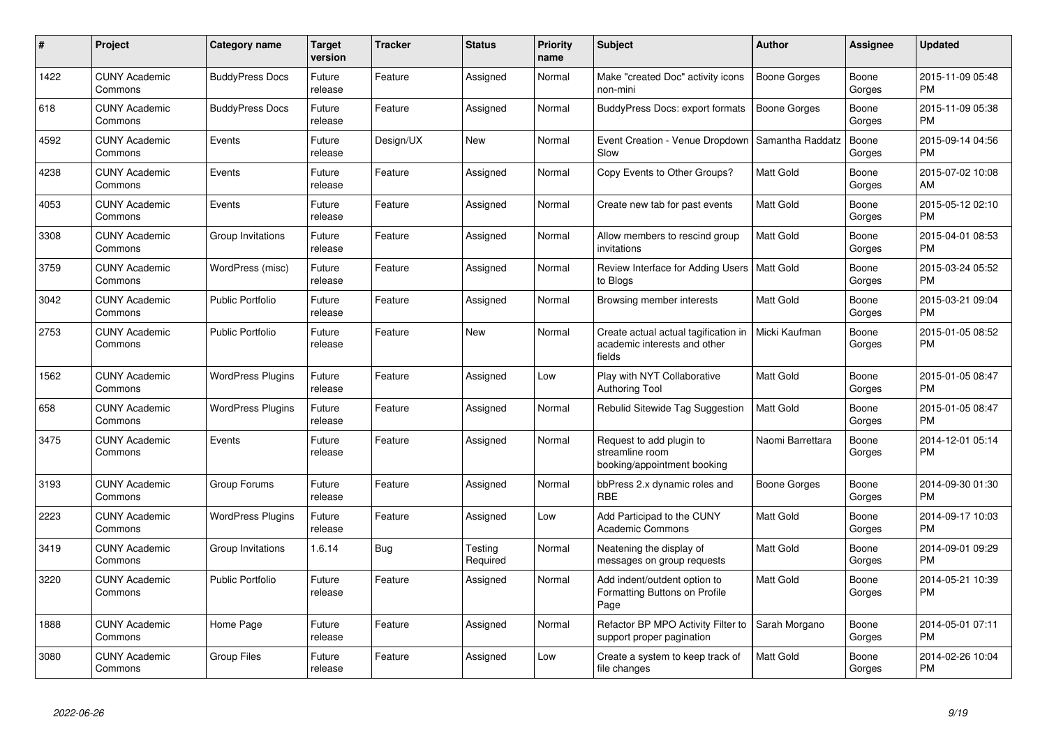| # | Project | Category name | Target version | Tracker | Status | Priority name | Subject | Author | Assignee | Updated |
|---|---|---|---|---|---|---|---|---|---|---|
| 1422 | CUNY Academic Commons | BuddyPress Docs | Future release | Feature | Assigned | Normal | Make "created Doc" activity icons non-mini | Boone Gorges | Boone Gorges | 2015-11-09 05:48 PM |
| 618 | CUNY Academic Commons | BuddyPress Docs | Future release | Feature | Assigned | Normal | BuddyPress Docs: export formats | Boone Gorges | Boone Gorges | 2015-11-09 05:38 PM |
| 4592 | CUNY Academic Commons | Events | Future release | Design/UX | New | Normal | Event Creation - Venue Dropdown Slow | Samantha Raddatz | Boone Gorges | 2015-09-14 04:56 PM |
| 4238 | CUNY Academic Commons | Events | Future release | Feature | Assigned | Normal | Copy Events to Other Groups? | Matt Gold | Boone Gorges | 2015-07-02 10:08 AM |
| 4053 | CUNY Academic Commons | Events | Future release | Feature | Assigned | Normal | Create new tab for past events | Matt Gold | Boone Gorges | 2015-05-12 02:10 PM |
| 3308 | CUNY Academic Commons | Group Invitations | Future release | Feature | Assigned | Normal | Allow members to rescind group invitations | Matt Gold | Boone Gorges | 2015-04-01 08:53 PM |
| 3759 | CUNY Academic Commons | WordPress (misc) | Future release | Feature | Assigned | Normal | Review Interface for Adding Users to Blogs | Matt Gold | Boone Gorges | 2015-03-24 05:52 PM |
| 3042 | CUNY Academic Commons | Public Portfolio | Future release | Feature | Assigned | Normal | Browsing member interests | Matt Gold | Boone Gorges | 2015-03-21 09:04 PM |
| 2753 | CUNY Academic Commons | Public Portfolio | Future release | Feature | New | Normal | Create actual actual tagification in academic interests and other fields | Micki Kaufman | Boone Gorges | 2015-01-05 08:52 PM |
| 1562 | CUNY Academic Commons | WordPress Plugins | Future release | Feature | Assigned | Low | Play with NYT Collaborative Authoring Tool | Matt Gold | Boone Gorges | 2015-01-05 08:47 PM |
| 658 | CUNY Academic Commons | WordPress Plugins | Future release | Feature | Assigned | Normal | Rebulid Sitewide Tag Suggestion | Matt Gold | Boone Gorges | 2015-01-05 08:47 PM |
| 3475 | CUNY Academic Commons | Events | Future release | Feature | Assigned | Normal | Request to add plugin to streamline room booking/appointment booking | Naomi Barrettara | Boone Gorges | 2014-12-01 05:14 PM |
| 3193 | CUNY Academic Commons | Group Forums | Future release | Feature | Assigned | Normal | bbPress 2.x dynamic roles and RBE | Boone Gorges | Boone Gorges | 2014-09-30 01:30 PM |
| 2223 | CUNY Academic Commons | WordPress Plugins | Future release | Feature | Assigned | Low | Add Participad to the CUNY Academic Commons | Matt Gold | Boone Gorges | 2014-09-17 10:03 PM |
| 3419 | CUNY Academic Commons | Group Invitations | 1.6.14 | Bug | Testing Required | Normal | Neatening the display of messages on group requests | Matt Gold | Boone Gorges | 2014-09-01 09:29 PM |
| 3220 | CUNY Academic Commons | Public Portfolio | Future release | Feature | Assigned | Normal | Add indent/outdent option to Formatting Buttons on Profile Page | Matt Gold | Boone Gorges | 2014-05-21 10:39 PM |
| 1888 | CUNY Academic Commons | Home Page | Future release | Feature | Assigned | Normal | Refactor BP MPO Activity Filter to support proper pagination | Sarah Morgano | Boone Gorges | 2014-05-01 07:11 PM |
| 3080 | CUNY Academic Commons | Group Files | Future release | Feature | Assigned | Low | Create a system to keep track of file changes | Matt Gold | Boone Gorges | 2014-02-26 10:04 PM |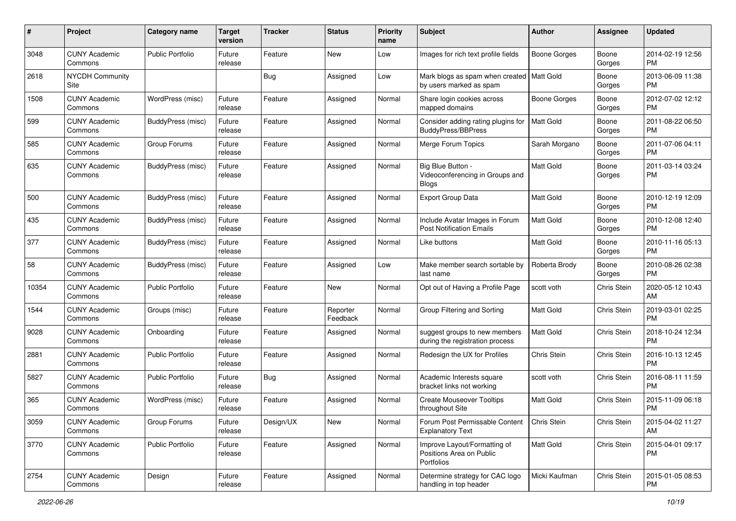| # | Project | Category name | Target version | Tracker | Status | Priority name | Subject | Author | Assignee | Updated |
|---|---|---|---|---|---|---|---|---|---|---|
| 3048 | CUNY Academic Commons | Public Portfolio | Future release | Feature | New | Low | Images for rich text profile fields | Boone Gorges | Boone Gorges | 2014-02-19 12:56 PM |
| 2618 | NYCDH Community Site | | | Bug | Assigned | Low | Mark blogs as spam when created by users marked as spam | Matt Gold | Boone Gorges | 2013-06-09 11:38 PM |
| 1508 | CUNY Academic Commons | WordPress (misc) | Future release | Feature | Assigned | Normal | Share login cookies across mapped domains | Boone Gorges | Boone Gorges | 2012-07-02 12:12 PM |
| 599 | CUNY Academic Commons | BuddyPress (misc) | Future release | Feature | Assigned | Normal | Consider adding rating plugins for BuddyPress/BBPress | Matt Gold | Boone Gorges | 2011-08-22 06:50 PM |
| 585 | CUNY Academic Commons | Group Forums | Future release | Feature | Assigned | Normal | Merge Forum Topics | Sarah Morgano | Boone Gorges | 2011-07-06 04:11 PM |
| 635 | CUNY Academic Commons | BuddyPress (misc) | Future release | Feature | Assigned | Normal | Big Blue Button - Videoconferencing in Groups and Blogs | Matt Gold | Boone Gorges | 2011-03-14 03:24 PM |
| 500 | CUNY Academic Commons | BuddyPress (misc) | Future release | Feature | Assigned | Normal | Export Group Data | Matt Gold | Boone Gorges | 2010-12-19 12:09 PM |
| 435 | CUNY Academic Commons | BuddyPress (misc) | Future release | Feature | Assigned | Normal | Include Avatar Images in Forum Post Notification Emails | Matt Gold | Boone Gorges | 2010-12-08 12:40 PM |
| 377 | CUNY Academic Commons | BuddyPress (misc) | Future release | Feature | Assigned | Normal | Like buttons | Matt Gold | Boone Gorges | 2010-11-16 05:13 PM |
| 58 | CUNY Academic Commons | BuddyPress (misc) | Future release | Feature | Assigned | Low | Make member search sortable by last name | Roberta Brody | Boone Gorges | 2010-08-26 02:38 PM |
| 10354 | CUNY Academic Commons | Public Portfolio | Future release | Feature | New | Normal | Opt out of Having a Profile Page | scott voth | Chris Stein | 2020-05-12 10:43 AM |
| 1544 | CUNY Academic Commons | Groups (misc) | Future release | Feature | Reporter Feedback | Normal | Group Filtering and Sorting | Matt Gold | Chris Stein | 2019-03-01 02:25 PM |
| 9028 | CUNY Academic Commons | Onboarding | Future release | Feature | Assigned | Normal | suggest groups to new members during the registration process | Matt Gold | Chris Stein | 2018-10-24 12:34 PM |
| 2881 | CUNY Academic Commons | Public Portfolio | Future release | Feature | Assigned | Normal | Redesign the UX for Profiles | Chris Stein | Chris Stein | 2016-10-13 12:45 PM |
| 5827 | CUNY Academic Commons | Public Portfolio | Future release | Bug | Assigned | Normal | Academic Interests square bracket links not working | scott voth | Chris Stein | 2016-08-11 11:59 PM |
| 365 | CUNY Academic Commons | WordPress (misc) | Future release | Feature | Assigned | Normal | Create Mouseover Tooltips throughout Site | Matt Gold | Chris Stein | 2015-11-09 06:18 PM |
| 3059 | CUNY Academic Commons | Group Forums | Future release | Design/UX | New | Normal | Forum Post Permissable Content Explanatory Text | Chris Stein | Chris Stein | 2015-04-02 11:27 AM |
| 3770 | CUNY Academic Commons | Public Portfolio | Future release | Feature | Assigned | Normal | Improve Layout/Formatting of Positions Area on Public Portfolios | Matt Gold | Chris Stein | 2015-04-01 09:17 PM |
| 2754 | CUNY Academic Commons | Design | Future release | Feature | Assigned | Normal | Determine strategy for CAC logo handling in top header | Micki Kaufman | Chris Stein | 2015-01-05 08:53 PM |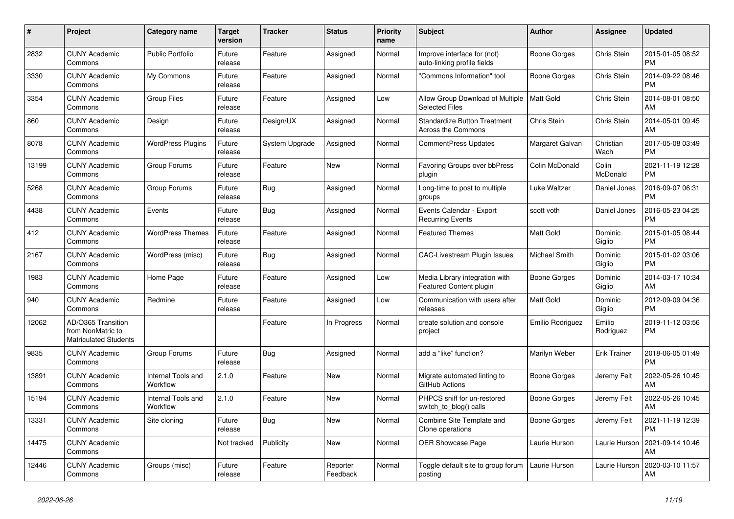| # | Project | Category name | Target version | Tracker | Status | Priority name | Subject | Author | Assignee | Updated |
|---|---|---|---|---|---|---|---|---|---|---|
| 2832 | CUNY Academic Commons | Public Portfolio | Future release | Feature | Assigned | Normal | Improve interface for (not) auto-linking profile fields | Boone Gorges | Chris Stein | 2015-01-05 08:52 PM |
| 3330 | CUNY Academic Commons | My Commons | Future release | Feature | Assigned | Normal | "Commons Information" tool | Boone Gorges | Chris Stein | 2014-09-22 08:46 PM |
| 3354 | CUNY Academic Commons | Group Files | Future release | Feature | Assigned | Low | Allow Group Download of Multiple Selected Files | Matt Gold | Chris Stein | 2014-08-01 08:50 AM |
| 860 | CUNY Academic Commons | Design | Future release | Design/UX | Assigned | Normal | Standardize Button Treatment Across the Commons | Chris Stein | Chris Stein | 2014-05-01 09:45 AM |
| 8078 | CUNY Academic Commons | WordPress Plugins | Future release | System Upgrade | Assigned | Normal | CommentPress Updates | Margaret Galvan | Christian Wach | 2017-05-08 03:49 PM |
| 13199 | CUNY Academic Commons | Group Forums | Future release | Feature | New | Normal | Favoring Groups over bbPress plugin | Colin McDonald | Colin McDonald | 2021-11-19 12:28 PM |
| 5268 | CUNY Academic Commons | Group Forums | Future release | Bug | Assigned | Normal | Long-time to post to multiple groups | Luke Waltzer | Daniel Jones | 2016-09-07 06:31 PM |
| 4438 | CUNY Academic Commons | Events | Future release | Bug | Assigned | Normal | Events Calendar - Export Recurring Events | scott voth | Daniel Jones | 2016-05-23 04:25 PM |
| 412 | CUNY Academic Commons | WordPress Themes | Future release | Feature | Assigned | Normal | Featured Themes | Matt Gold | Dominic Giglio | 2015-01-05 08:44 PM |
| 2167 | CUNY Academic Commons | WordPress (misc) | Future release | Bug | Assigned | Normal | CAC-Livestream Plugin Issues | Michael Smith | Dominic Giglio | 2015-01-02 03:06 PM |
| 1983 | CUNY Academic Commons | Home Page | Future release | Feature | Assigned | Low | Media Library integration with Featured Content plugin | Boone Gorges | Dominic Giglio | 2014-03-17 10:34 AM |
| 940 | CUNY Academic Commons | Redmine | Future release | Feature | Assigned | Low | Communication with users after releases | Matt Gold | Dominic Giglio | 2012-09-09 04:36 PM |
| 12062 | AD/O365 Transition from NonMatric to Matriculated Students | | | Feature | In Progress | Normal | create solution and console project | Emilio Rodriguez | Emilio Rodriguez | 2019-11-12 03:56 PM |
| 9835 | CUNY Academic Commons | Group Forums | Future release | Bug | Assigned | Normal | add a "like" function? | Marilyn Weber | Erik Trainer | 2018-06-05 01:49 PM |
| 13891 | CUNY Academic Commons | Internal Tools and Workflow | 2.1.0 | Feature | New | Normal | Migrate automated linting to GitHub Actions | Boone Gorges | Jeremy Felt | 2022-05-26 10:45 AM |
| 15194 | CUNY Academic Commons | Internal Tools and Workflow | 2.1.0 | Feature | New | Normal | PHPCS sniff for un-restored switch_to_blog() calls | Boone Gorges | Jeremy Felt | 2022-05-26 10:45 AM |
| 13331 | CUNY Academic Commons | Site cloning | Future release | Bug | New | Normal | Combine Site Template and Clone operations | Boone Gorges | Jeremy Felt | 2021-11-19 12:39 PM |
| 14475 | CUNY Academic Commons | | Not tracked | Publicity | New | Normal | OER Showcase Page | Laurie Hurson | Laurie Hurson | 2021-09-14 10:46 AM |
| 12446 | CUNY Academic Commons | Groups (misc) | Future release | Feature | Reporter Feedback | Normal | Toggle default site to group forum posting | Laurie Hurson | Laurie Hurson | 2020-03-10 11:57 AM |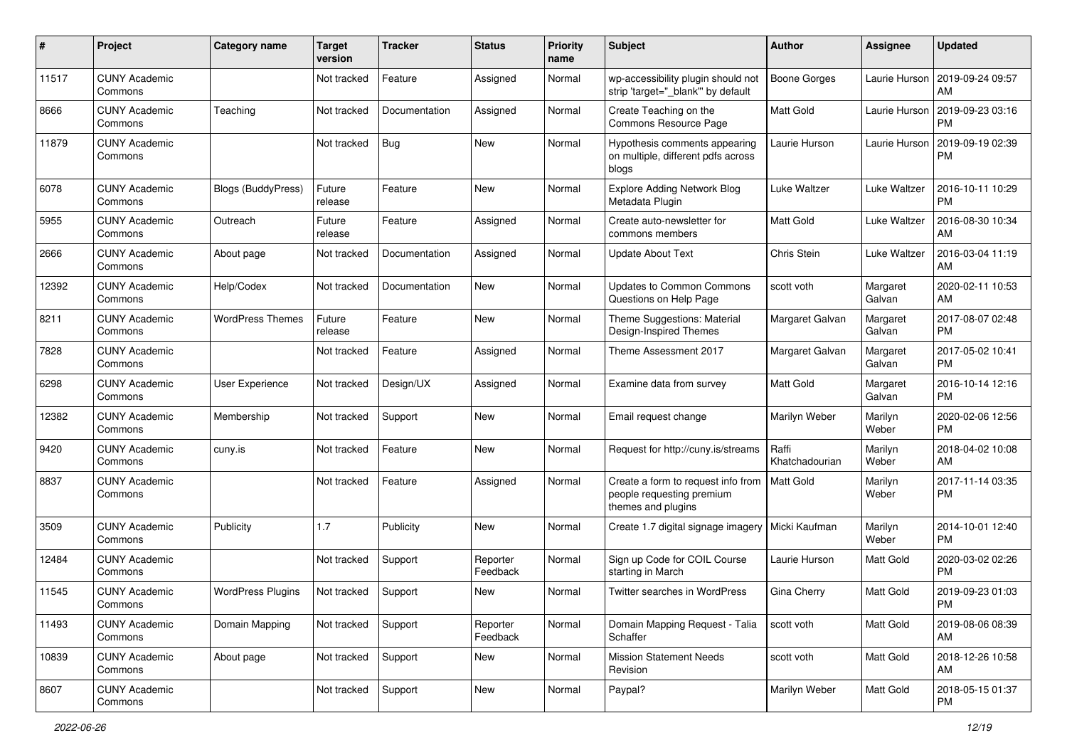| # | Project | Category name | Target version | Tracker | Status | Priority name | Subject | Author | Assignee | Updated |
|---|---|---|---|---|---|---|---|---|---|---|
| 11517 | CUNY Academic Commons | | Not tracked | Feature | Assigned | Normal | wp-accessibility plugin should not strip 'target="_blank"' by default | Boone Gorges | Laurie Hurson | 2019-09-24 09:57 AM |
| 8666 | CUNY Academic Commons | Teaching | Not tracked | Documentation | Assigned | Normal | Create Teaching on the Commons Resource Page | Matt Gold | Laurie Hurson | 2019-09-23 03:16 PM |
| 11879 | CUNY Academic Commons | | Not tracked | Bug | New | Normal | Hypothesis comments appearing on multiple, different pdfs across blogs | Laurie Hurson | Laurie Hurson | 2019-09-19 02:39 PM |
| 6078 | CUNY Academic Commons | Blogs (BuddyPress) | Future release | Feature | New | Normal | Explore Adding Network Blog Metadata Plugin | Luke Waltzer | Luke Waltzer | 2016-10-11 10:29 PM |
| 5955 | CUNY Academic Commons | Outreach | Future release | Feature | Assigned | Normal | Create auto-newsletter for commons members | Matt Gold | Luke Waltzer | 2016-08-30 10:34 AM |
| 2666 | CUNY Academic Commons | About page | Not tracked | Documentation | Assigned | Normal | Update About Text | Chris Stein | Luke Waltzer | 2016-03-04 11:19 AM |
| 12392 | CUNY Academic Commons | Help/Codex | Not tracked | Documentation | New | Normal | Updates to Common Commons Questions on Help Page | scott voth | Margaret Galvan | 2020-02-11 10:53 AM |
| 8211 | CUNY Academic Commons | WordPress Themes | Future release | Feature | New | Normal | Theme Suggestions: Material Design-Inspired Themes | Margaret Galvan | Margaret Galvan | 2017-08-07 02:48 PM |
| 7828 | CUNY Academic Commons | | Not tracked | Feature | Assigned | Normal | Theme Assessment 2017 | Margaret Galvan | Margaret Galvan | 2017-05-02 10:41 PM |
| 6298 | CUNY Academic Commons | User Experience | Not tracked | Design/UX | Assigned | Normal | Examine data from survey | Matt Gold | Margaret Galvan | 2016-10-14 12:16 PM |
| 12382 | CUNY Academic Commons | Membership | Not tracked | Support | New | Normal | Email request change | Marilyn Weber | Marilyn Weber | 2020-02-06 12:56 PM |
| 9420 | CUNY Academic Commons | cuny.is | Not tracked | Feature | New | Normal | Request for http://cuny.is/streams | Raffi Khatchadourian | Marilyn Weber | 2018-04-02 10:08 AM |
| 8837 | CUNY Academic Commons | | Not tracked | Feature | Assigned | Normal | Create a form to request info from people requesting premium themes and plugins | Matt Gold | Marilyn Weber | 2017-11-14 03:35 PM |
| 3509 | CUNY Academic Commons | Publicity | 1.7 | Publicity | New | Normal | Create 1.7 digital signage imagery | Micki Kaufman | Marilyn Weber | 2014-10-01 12:40 PM |
| 12484 | CUNY Academic Commons | | Not tracked | Support | Reporter Feedback | Normal | Sign up Code for COIL Course starting in March | Laurie Hurson | Matt Gold | 2020-03-02 02:26 PM |
| 11545 | CUNY Academic Commons | WordPress Plugins | Not tracked | Support | New | Normal | Twitter searches in WordPress | Gina Cherry | Matt Gold | 2019-09-23 01:03 PM |
| 11493 | CUNY Academic Commons | Domain Mapping | Not tracked | Support | Reporter Feedback | Normal | Domain Mapping Request - Talia Schaffer | scott voth | Matt Gold | 2019-08-06 08:39 AM |
| 10839 | CUNY Academic Commons | About page | Not tracked | Support | New | Normal | Mission Statement Needs Revision | scott voth | Matt Gold | 2018-12-26 10:58 AM |
| 8607 | CUNY Academic Commons | | Not tracked | Support | New | Normal | Paypal? | Marilyn Weber | Matt Gold | 2018-05-15 01:37 PM |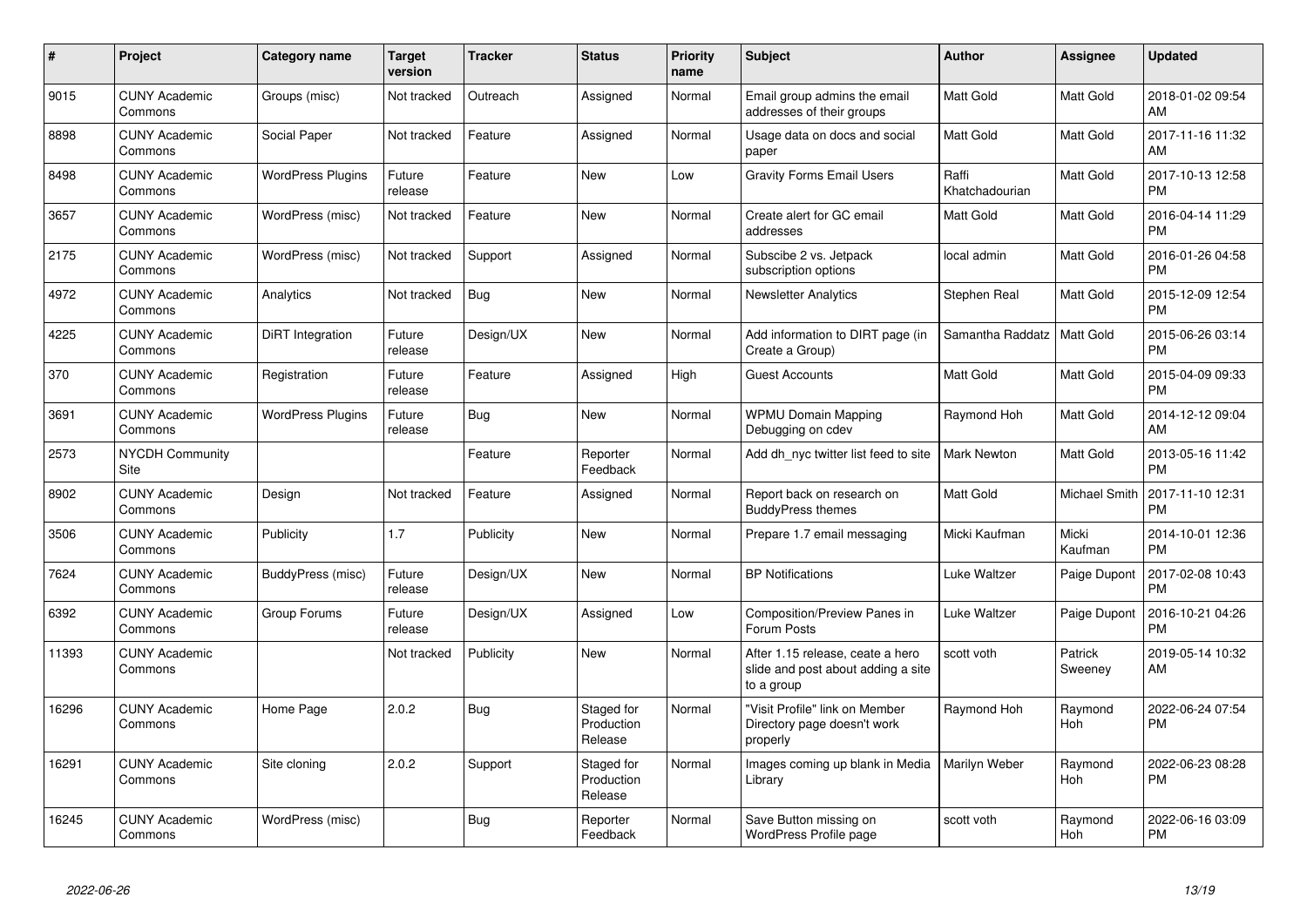| # | Project | Category name | Target version | Tracker | Status | Priority name | Subject | Author | Assignee | Updated |
|---|---|---|---|---|---|---|---|---|---|---|
| 9015 | CUNY Academic Commons | Groups (misc) | Not tracked | Outreach | Assigned | Normal | Email group admins the email addresses of their groups | Matt Gold | Matt Gold | 2018-01-02 09:54 AM |
| 8898 | CUNY Academic Commons | Social Paper | Not tracked | Feature | Assigned | Normal | Usage data on docs and social paper | Matt Gold | Matt Gold | 2017-11-16 11:32 AM |
| 8498 | CUNY Academic Commons | WordPress Plugins | Future release | Feature | New | Low | Gravity Forms Email Users | Raffi Khatchadourian | Matt Gold | 2017-10-13 12:58 PM |
| 3657 | CUNY Academic Commons | WordPress (misc) | Not tracked | Feature | New | Normal | Create alert for GC email addresses | Matt Gold | Matt Gold | 2016-04-14 11:29 PM |
| 2175 | CUNY Academic Commons | WordPress (misc) | Not tracked | Support | Assigned | Normal | Subscibe 2 vs. Jetpack subscription options | local admin | Matt Gold | 2016-01-26 04:58 PM |
| 4972 | CUNY Academic Commons | Analytics | Not tracked | Bug | New | Normal | Newsletter Analytics | Stephen Real | Matt Gold | 2015-12-09 12:54 PM |
| 4225 | CUNY Academic Commons | DiRT Integration | Future release | Design/UX | New | Normal | Add information to DIRT page (in Create a Group) | Samantha Raddatz | Matt Gold | 2015-06-26 03:14 PM |
| 370 | CUNY Academic Commons | Registration | Future release | Feature | Assigned | High | Guest Accounts | Matt Gold | Matt Gold | 2015-04-09 09:33 PM |
| 3691 | CUNY Academic Commons | WordPress Plugins | Future release | Bug | New | Normal | WPMU Domain Mapping Debugging on cdev | Raymond Hoh | Matt Gold | 2014-12-12 09:04 AM |
| 2573 | NYCDH Community Site | | | Feature | Reporter Feedback | Normal | Add dh_nyc twitter list feed to site | Mark Newton | Matt Gold | 2013-05-16 11:42 PM |
| 8902 | CUNY Academic Commons | Design | Not tracked | Feature | Assigned | Normal | Report back on research on BuddyPress themes | Matt Gold | Michael Smith | 2017-11-10 12:31 PM |
| 3506 | CUNY Academic Commons | Publicity | 1.7 | Publicity | New | Normal | Prepare 1.7 email messaging | Micki Kaufman | Micki Kaufman | 2014-10-01 12:36 PM |
| 7624 | CUNY Academic Commons | BuddyPress (misc) | Future release | Design/UX | New | Normal | BP Notifications | Luke Waltzer | Paige Dupont | 2017-02-08 10:43 PM |
| 6392 | CUNY Academic Commons | Group Forums | Future release | Design/UX | Assigned | Low | Composition/Preview Panes in Forum Posts | Luke Waltzer | Paige Dupont | 2016-10-21 04:26 PM |
| 11393 | CUNY Academic Commons | | Not tracked | Publicity | New | Normal | After 1.15 release, ceate a hero slide and post about adding a site to a group | scott voth | Patrick Sweeney | 2019-05-14 10:32 AM |
| 16296 | CUNY Academic Commons | Home Page | 2.0.2 | Bug | Staged for Production Release | Normal | "Visit Profile" link on Member Directory page doesn't work properly | Raymond Hoh | Raymond Hoh | 2022-06-24 07:54 PM |
| 16291 | CUNY Academic Commons | Site cloning | 2.0.2 | Support | Staged for Production Release | Normal | Images coming up blank in Media Library | Marilyn Weber | Raymond Hoh | 2022-06-23 08:28 PM |
| 16245 | CUNY Academic Commons | WordPress (misc) | | Bug | Reporter Feedback | Normal | Save Button missing on WordPress Profile page | scott voth | Raymond Hoh | 2022-06-16 03:09 PM |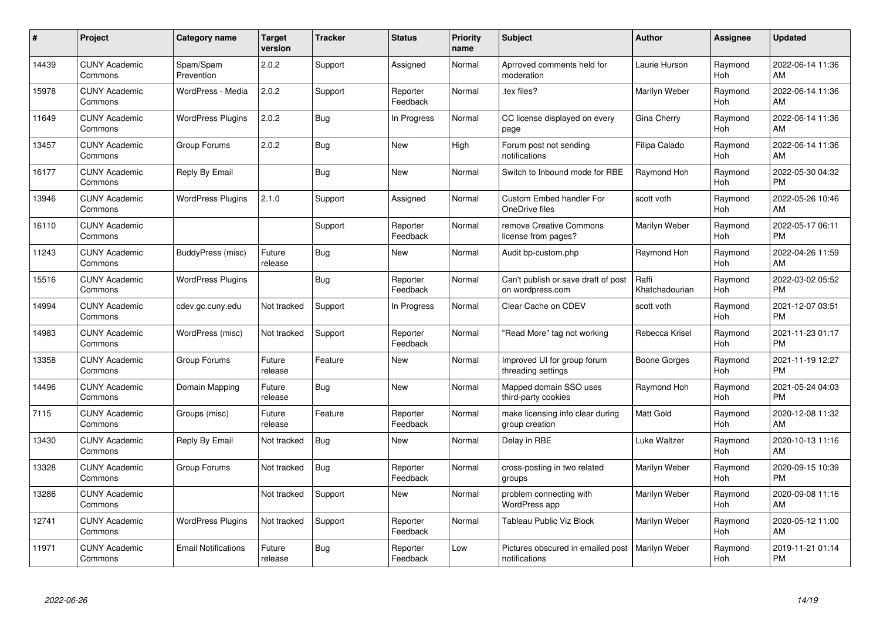| # | Project | Category name | Target version | Tracker | Status | Priority name | Subject | Author | Assignee | Updated |
|---|---|---|---|---|---|---|---|---|---|---|
| 14439 | CUNY Academic Commons | Spam/Spam Prevention | 2.0.2 | Support | Assigned | Normal | Aprroved comments held for moderation | Laurie Hurson | Raymond Hoh | 2022-06-14 11:36 AM |
| 15978 | CUNY Academic Commons | WordPress - Media | 2.0.2 | Support | Reporter Feedback | Normal | .tex files? | Marilyn Weber | Raymond Hoh | 2022-06-14 11:36 AM |
| 11649 | CUNY Academic Commons | WordPress Plugins | 2.0.2 | Bug | In Progress | Normal | CC license displayed on every page | Gina Cherry | Raymond Hoh | 2022-06-14 11:36 AM |
| 13457 | CUNY Academic Commons | Group Forums | 2.0.2 | Bug | New | High | Forum post not sending notifications | Filipa Calado | Raymond Hoh | 2022-06-14 11:36 AM |
| 16177 | CUNY Academic Commons | Reply By Email | | Bug | New | Normal | Switch to Inbound mode for RBE | Raymond Hoh | Raymond Hoh | 2022-05-30 04:32 PM |
| 13946 | CUNY Academic Commons | WordPress Plugins | 2.1.0 | Support | Assigned | Normal | Custom Embed handler For OneDrive files | scott voth | Raymond Hoh | 2022-05-26 10:46 AM |
| 16110 | CUNY Academic Commons | | | Support | Reporter Feedback | Normal | remove Creative Commons license from pages? | Marilyn Weber | Raymond Hoh | 2022-05-17 06:11 PM |
| 11243 | CUNY Academic Commons | BuddyPress (misc) | Future release | Bug | New | Normal | Audit bp-custom.php | Raymond Hoh | Raymond Hoh | 2022-04-26 11:59 AM |
| 15516 | CUNY Academic Commons | WordPress Plugins | | Bug | Reporter Feedback | Normal | Can't publish or save draft of post on wordpress.com | Raffi Khatchadourian | Raymond Hoh | 2022-03-02 05:52 PM |
| 14994 | CUNY Academic Commons | cdev.gc.cuny.edu | Not tracked | Support | In Progress | Normal | Clear Cache on CDEV | scott voth | Raymond Hoh | 2021-12-07 03:51 PM |
| 14983 | CUNY Academic Commons | WordPress (misc) | Not tracked | Support | Reporter Feedback | Normal | "Read More" tag not working | Rebecca Krisel | Raymond Hoh | 2021-11-23 01:17 PM |
| 13358 | CUNY Academic Commons | Group Forums | Future release | Feature | New | Normal | Improved UI for group forum threading settings | Boone Gorges | Raymond Hoh | 2021-11-19 12:27 PM |
| 14496 | CUNY Academic Commons | Domain Mapping | Future release | Bug | New | Normal | Mapped domain SSO uses third-party cookies | Raymond Hoh | Raymond Hoh | 2021-05-24 04:03 PM |
| 7115 | CUNY Academic Commons | Groups (misc) | Future release | Feature | Reporter Feedback | Normal | make licensing info clear during group creation | Matt Gold | Raymond Hoh | 2020-12-08 11:32 AM |
| 13430 | CUNY Academic Commons | Reply By Email | Not tracked | Bug | New | Normal | Delay in RBE | Luke Waltzer | Raymond Hoh | 2020-10-13 11:16 AM |
| 13328 | CUNY Academic Commons | Group Forums | Not tracked | Bug | Reporter Feedback | Normal | cross-posting in two related groups | Marilyn Weber | Raymond Hoh | 2020-09-15 10:39 PM |
| 13286 | CUNY Academic Commons | | Not tracked | Support | New | Normal | problem connecting with WordPress app | Marilyn Weber | Raymond Hoh | 2020-09-08 11:16 AM |
| 12741 | CUNY Academic Commons | WordPress Plugins | Not tracked | Support | Reporter Feedback | Normal | Tableau Public Viz Block | Marilyn Weber | Raymond Hoh | 2020-05-12 11:00 AM |
| 11971 | CUNY Academic Commons | Email Notifications | Future release | Bug | Reporter Feedback | Low | Pictures obscured in emailed post notifications | Marilyn Weber | Raymond Hoh | 2019-11-21 01:14 PM |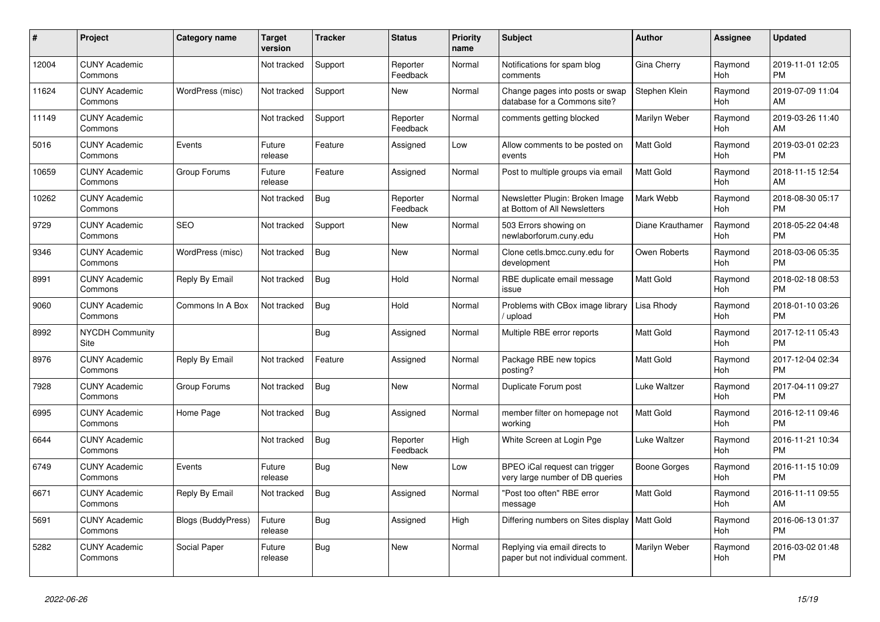| # | Project | Category name | Target version | Tracker | Status | Priority name | Subject | Author | Assignee | Updated |
|---|---|---|---|---|---|---|---|---|---|---|
| 12004 | CUNY Academic Commons | | Not tracked | Support | Reporter Feedback | Normal | Notifications for spam blog comments | Gina Cherry | Raymond Hoh | 2019-11-01 12:05 PM |
| 11624 | CUNY Academic Commons | WordPress (misc) | Not tracked | Support | New | Normal | Change pages into posts or swap database for a Commons site? | Stephen Klein | Raymond Hoh | 2019-07-09 11:04 AM |
| 11149 | CUNY Academic Commons | | Not tracked | Support | Reporter Feedback | Normal | comments getting blocked | Marilyn Weber | Raymond Hoh | 2019-03-26 11:40 AM |
| 5016 | CUNY Academic Commons | Events | Future release | Feature | Assigned | Low | Allow comments to be posted on events | Matt Gold | Raymond Hoh | 2019-03-01 02:23 PM |
| 10659 | CUNY Academic Commons | Group Forums | Future release | Feature | Assigned | Normal | Post to multiple groups via email | Matt Gold | Raymond Hoh | 2018-11-15 12:54 AM |
| 10262 | CUNY Academic Commons | | Not tracked | Bug | Reporter Feedback | Normal | Newsletter Plugin: Broken Image at Bottom of All Newsletters | Mark Webb | Raymond Hoh | 2018-08-30 05:17 PM |
| 9729 | CUNY Academic Commons | SEO | Not tracked | Support | New | Normal | 503 Errors showing on newlaborforum.cuny.edu | Diane Krauthamer | Raymond Hoh | 2018-05-22 04:48 PM |
| 9346 | CUNY Academic Commons | WordPress (misc) | Not tracked | Bug | New | Normal | Clone cetls.bmcc.cuny.edu for development | Owen Roberts | Raymond Hoh | 2018-03-06 05:35 PM |
| 8991 | CUNY Academic Commons | Reply By Email | Not tracked | Bug | Hold | Normal | RBE duplicate email message issue | Matt Gold | Raymond Hoh | 2018-02-18 08:53 PM |
| 9060 | CUNY Academic Commons | Commons In A Box | Not tracked | Bug | Hold | Normal | Problems with CBox image library / upload | Lisa Rhody | Raymond Hoh | 2018-01-10 03:26 PM |
| 8992 | NYCDH Community Site | | | Bug | Assigned | Normal | Multiple RBE error reports | Matt Gold | Raymond Hoh | 2017-12-11 05:43 PM |
| 8976 | CUNY Academic Commons | Reply By Email | Not tracked | Feature | Assigned | Normal | Package RBE new topics posting? | Matt Gold | Raymond Hoh | 2017-12-04 02:34 PM |
| 7928 | CUNY Academic Commons | Group Forums | Not tracked | Bug | New | Normal | Duplicate Forum post | Luke Waltzer | Raymond Hoh | 2017-04-11 09:27 PM |
| 6995 | CUNY Academic Commons | Home Page | Not tracked | Bug | Assigned | Normal | member filter on homepage not working | Matt Gold | Raymond Hoh | 2016-12-11 09:46 PM |
| 6644 | CUNY Academic Commons | | Not tracked | Bug | Reporter Feedback | High | White Screen at Login Pge | Luke Waltzer | Raymond Hoh | 2016-11-21 10:34 PM |
| 6749 | CUNY Academic Commons | Events | Future release | Bug | New | Low | BPEO iCal request can trigger very large number of DB queries | Boone Gorges | Raymond Hoh | 2016-11-15 10:09 PM |
| 6671 | CUNY Academic Commons | Reply By Email | Not tracked | Bug | Assigned | Normal | "Post too often" RBE error message | Matt Gold | Raymond Hoh | 2016-11-11 09:55 AM |
| 5691 | CUNY Academic Commons | Blogs (BuddyPress) | Future release | Bug | Assigned | High | Differing numbers on Sites display | Matt Gold | Raymond Hoh | 2016-06-13 01:37 PM |
| 5282 | CUNY Academic Commons | Social Paper | Future release | Bug | New | Normal | Replying via email directs to paper but not individual comment. | Marilyn Weber | Raymond Hoh | 2016-03-02 01:48 PM |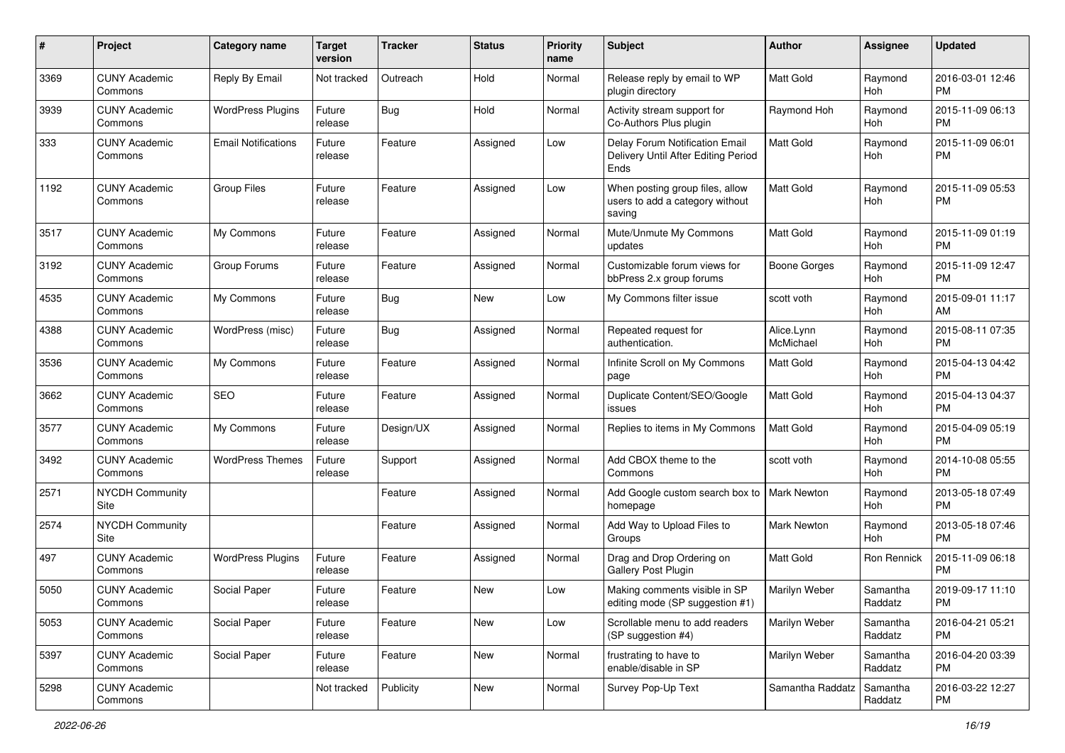| # | Project | Category name | Target version | Tracker | Status | Priority name | Subject | Author | Assignee | Updated |
|---|---|---|---|---|---|---|---|---|---|---|
| 3369 | CUNY Academic Commons | Reply By Email | Not tracked | Outreach | Hold | Normal | Release reply by email to WP plugin directory | Matt Gold | Raymond Hoh | 2016-03-01 12:46 PM |
| 3939 | CUNY Academic Commons | WordPress Plugins | Future release | Bug | Hold | Normal | Activity stream support for Co-Authors Plus plugin | Raymond Hoh | Raymond Hoh | 2015-11-09 06:13 PM |
| 333 | CUNY Academic Commons | Email Notifications | Future release | Feature | Assigned | Low | Delay Forum Notification Email Delivery Until After Editing Period Ends | Matt Gold | Raymond Hoh | 2015-11-09 06:01 PM |
| 1192 | CUNY Academic Commons | Group Files | Future release | Feature | Assigned | Low | When posting group files, allow users to add a category without saving | Matt Gold | Raymond Hoh | 2015-11-09 05:53 PM |
| 3517 | CUNY Academic Commons | My Commons | Future release | Feature | Assigned | Normal | Mute/Unmute My Commons updates | Matt Gold | Raymond Hoh | 2015-11-09 01:19 PM |
| 3192 | CUNY Academic Commons | Group Forums | Future release | Feature | Assigned | Normal | Customizable forum views for bbPress 2.x group forums | Boone Gorges | Raymond Hoh | 2015-11-09 12:47 PM |
| 4535 | CUNY Academic Commons | My Commons | Future release | Bug | New | Low | My Commons filter issue | scott voth | Raymond Hoh | 2015-09-01 11:17 AM |
| 4388 | CUNY Academic Commons | WordPress (misc) | Future release | Bug | Assigned | Normal | Repeated request for authentication. | Alice.Lynn McMichael | Raymond Hoh | 2015-08-11 07:35 PM |
| 3536 | CUNY Academic Commons | My Commons | Future release | Feature | Assigned | Normal | Infinite Scroll on My Commons page | Matt Gold | Raymond Hoh | 2015-04-13 04:42 PM |
| 3662 | CUNY Academic Commons | SEO | Future release | Feature | Assigned | Normal | Duplicate Content/SEO/Google issues | Matt Gold | Raymond Hoh | 2015-04-13 04:37 PM |
| 3577 | CUNY Academic Commons | My Commons | Future release | Design/UX | Assigned | Normal | Replies to items in My Commons | Matt Gold | Raymond Hoh | 2015-04-09 05:19 PM |
| 3492 | CUNY Academic Commons | WordPress Themes | Future release | Support | Assigned | Normal | Add CBOX theme to the Commons | scott voth | Raymond Hoh | 2014-10-08 05:55 PM |
| 2571 | NYCDH Community Site | | | Feature | Assigned | Normal | Add Google custom search box to homepage | Mark Newton | Raymond Hoh | 2013-05-18 07:49 PM |
| 2574 | NYCDH Community Site | | | Feature | Assigned | Normal | Add Way to Upload Files to Groups | Mark Newton | Raymond Hoh | 2013-05-18 07:46 PM |
| 497 | CUNY Academic Commons | WordPress Plugins | Future release | Feature | Assigned | Normal | Drag and Drop Ordering on Gallery Post Plugin | Matt Gold | Ron Rennick | 2015-11-09 06:18 PM |
| 5050 | CUNY Academic Commons | Social Paper | Future release | Feature | New | Low | Making comments visible in SP editing mode (SP suggestion #1) | Marilyn Weber | Samantha Raddatz | 2019-09-17 11:10 PM |
| 5053 | CUNY Academic Commons | Social Paper | Future release | Feature | New | Low | Scrollable menu to add readers (SP suggestion #4) | Marilyn Weber | Samantha Raddatz | 2016-04-21 05:21 PM |
| 5397 | CUNY Academic Commons | Social Paper | Future release | Feature | New | Normal | frustrating to have to enable/disable in SP | Marilyn Weber | Samantha Raddatz | 2016-04-20 03:39 PM |
| 5298 | CUNY Academic Commons | | Not tracked | Publicity | New | Normal | Survey Pop-Up Text | Samantha Raddatz | Samantha Raddatz | 2016-03-22 12:27 PM |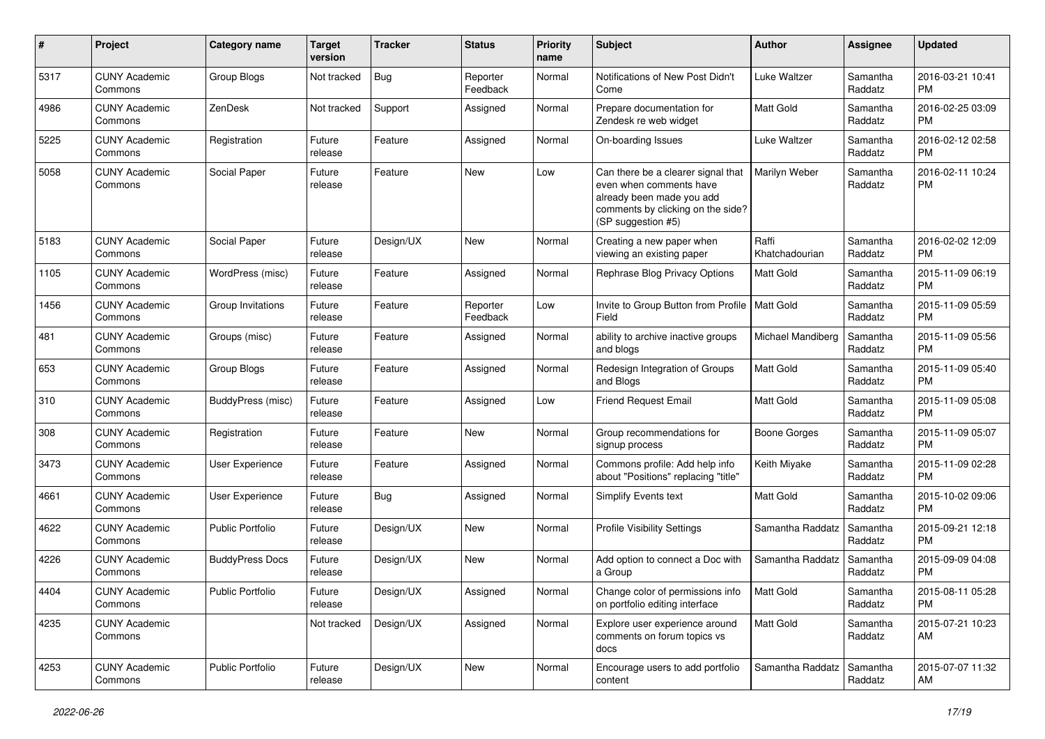| # | Project | Category name | Target version | Tracker | Status | Priority name | Subject | Author | Assignee | Updated |
|---|---|---|---|---|---|---|---|---|---|---|
| 5317 | CUNY Academic Commons | Group Blogs | Not tracked | Bug | Reporter Feedback | Normal | Notifications of New Post Didn't Come | Luke Waltzer | Samantha Raddatz | 2016-03-21 10:41 PM |
| 4986 | CUNY Academic Commons | ZenDesk | Not tracked | Support | Assigned | Normal | Prepare documentation for Zendesk re web widget | Matt Gold | Samantha Raddatz | 2016-02-25 03:09 PM |
| 5225 | CUNY Academic Commons | Registration | Future release | Feature | Assigned | Normal | On-boarding Issues | Luke Waltzer | Samantha Raddatz | 2016-02-12 02:58 PM |
| 5058 | CUNY Academic Commons | Social Paper | Future release | Feature | New | Low | Can there be a clearer signal that even when comments have already been made you add comments by clicking on the side? (SP suggestion #5) | Marilyn Weber | Samantha Raddatz | 2016-02-11 10:24 PM |
| 5183 | CUNY Academic Commons | Social Paper | Future release | Design/UX | New | Normal | Creating a new paper when viewing an existing paper | Raffi Khatchadourian | Samantha Raddatz | 2016-02-02 12:09 PM |
| 1105 | CUNY Academic Commons | WordPress (misc) | Future release | Feature | Assigned | Normal | Rephrase Blog Privacy Options | Matt Gold | Samantha Raddatz | 2015-11-09 06:19 PM |
| 1456 | CUNY Academic Commons | Group Invitations | Future release | Feature | Reporter Feedback | Low | Invite to Group Button from Profile Field | Matt Gold | Samantha Raddatz | 2015-11-09 05:59 PM |
| 481 | CUNY Academic Commons | Groups (misc) | Future release | Feature | Assigned | Normal | ability to archive inactive groups and blogs | Michael Mandiberg | Samantha Raddatz | 2015-11-09 05:56 PM |
| 653 | CUNY Academic Commons | Group Blogs | Future release | Feature | Assigned | Normal | Redesign Integration of Groups and Blogs | Matt Gold | Samantha Raddatz | 2015-11-09 05:40 PM |
| 310 | CUNY Academic Commons | BuddyPress (misc) | Future release | Feature | Assigned | Low | Friend Request Email | Matt Gold | Samantha Raddatz | 2015-11-09 05:08 PM |
| 308 | CUNY Academic Commons | Registration | Future release | Feature | New | Normal | Group recommendations for signup process | Boone Gorges | Samantha Raddatz | 2015-11-09 05:07 PM |
| 3473 | CUNY Academic Commons | User Experience | Future release | Feature | Assigned | Normal | Commons profile: Add help info about "Positions" replacing "title" | Keith Miyake | Samantha Raddatz | 2015-11-09 02:28 PM |
| 4661 | CUNY Academic Commons | User Experience | Future release | Bug | Assigned | Normal | Simplify Events text | Matt Gold | Samantha Raddatz | 2015-10-02 09:06 PM |
| 4622 | CUNY Academic Commons | Public Portfolio | Future release | Design/UX | New | Normal | Profile Visibility Settings | Samantha Raddatz | Samantha Raddatz | 2015-09-21 12:18 PM |
| 4226 | CUNY Academic Commons | BuddyPress Docs | Future release | Design/UX | New | Normal | Add option to connect a Doc with a Group | Samantha Raddatz | Samantha Raddatz | 2015-09-09 04:08 PM |
| 4404 | CUNY Academic Commons | Public Portfolio | Future release | Design/UX | Assigned | Normal | Change color of permissions info on portfolio editing interface | Matt Gold | Samantha Raddatz | 2015-08-11 05:28 PM |
| 4235 | CUNY Academic Commons | | Not tracked | Design/UX | Assigned | Normal | Explore user experience around comments on forum topics vs docs | Matt Gold | Samantha Raddatz | 2015-07-21 10:23 AM |
| 4253 | CUNY Academic Commons | Public Portfolio | Future release | Design/UX | New | Normal | Encourage users to add portfolio content | Samantha Raddatz | Samantha Raddatz | 2015-07-07 11:32 AM |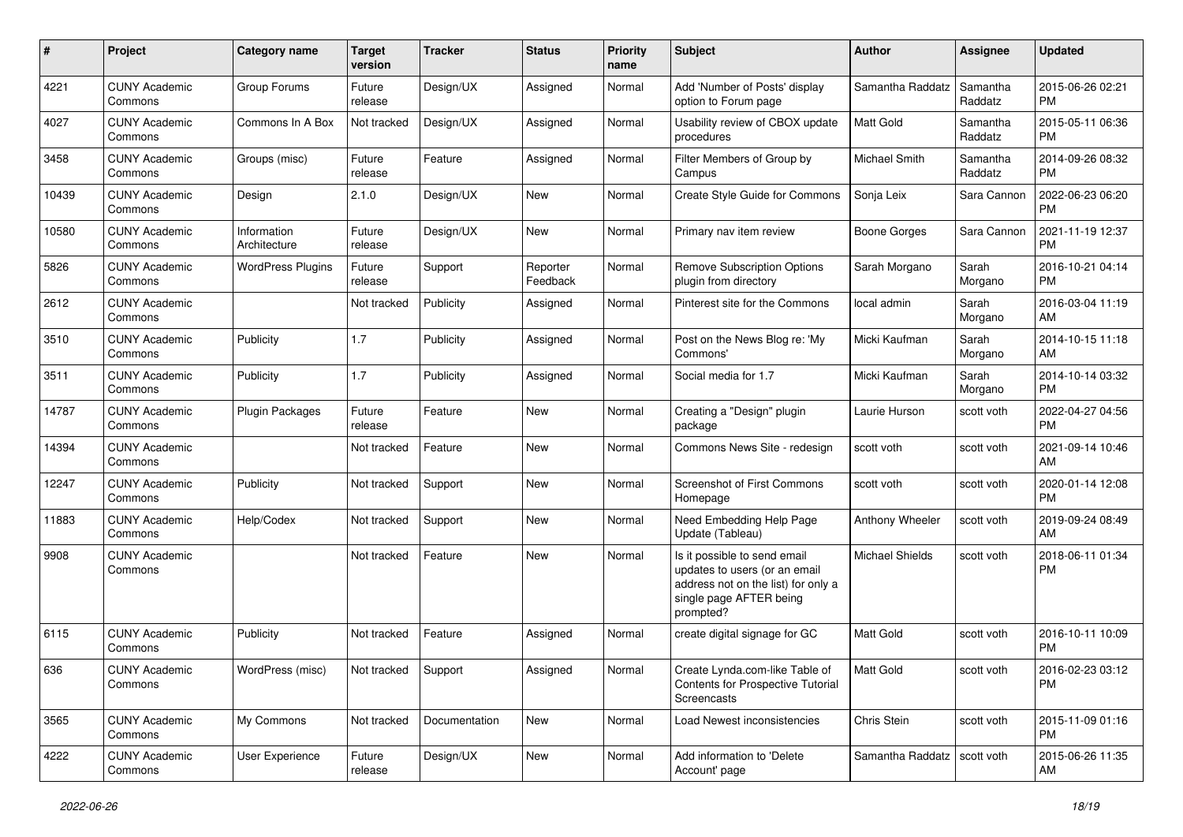| # | Project | Category name | Target version | Tracker | Status | Priority name | Subject | Author | Assignee | Updated |
|---|---|---|---|---|---|---|---|---|---|---|
| 4221 | CUNY Academic Commons | Group Forums | Future release | Design/UX | Assigned | Normal | Add 'Number of Posts' display option to Forum page | Samantha Raddatz | Samantha Raddatz | 2015-06-26 02:21 PM |
| 4027 | CUNY Academic Commons | Commons In A Box | Not tracked | Design/UX | Assigned | Normal | Usability review of CBOX update procedures | Matt Gold | Samantha Raddatz | 2015-05-11 06:36 PM |
| 3458 | CUNY Academic Commons | Groups (misc) | Future release | Feature | Assigned | Normal | Filter Members of Group by Campus | Michael Smith | Samantha Raddatz | 2014-09-26 08:32 PM |
| 10439 | CUNY Academic Commons | Design | 2.1.0 | Design/UX | New | Normal | Create Style Guide for Commons | Sonja Leix | Sara Cannon | 2022-06-23 06:20 PM |
| 10580 | CUNY Academic Commons | Information Architecture | Future release | Design/UX | New | Normal | Primary nav item review | Boone Gorges | Sara Cannon | 2021-11-19 12:37 PM |
| 5826 | CUNY Academic Commons | WordPress Plugins | Future release | Support | Reporter Feedback | Normal | Remove Subscription Options plugin from directory | Sarah Morgano | Sarah Morgano | 2016-10-21 04:14 PM |
| 2612 | CUNY Academic Commons | | Not tracked | Publicity | Assigned | Normal | Pinterest site for the Commons | local admin | Sarah Morgano | 2016-03-04 11:19 AM |
| 3510 | CUNY Academic Commons | Publicity | 1.7 | Publicity | Assigned | Normal | Post on the News Blog re: 'My Commons' | Micki Kaufman | Sarah Morgano | 2014-10-15 11:18 AM |
| 3511 | CUNY Academic Commons | Publicity | 1.7 | Publicity | Assigned | Normal | Social media for 1.7 | Micki Kaufman | Sarah Morgano | 2014-10-14 03:32 PM |
| 14787 | CUNY Academic Commons | Plugin Packages | Future release | Feature | New | Normal | Creating a "Design" plugin package | Laurie Hurson | scott voth | 2022-04-27 04:56 PM |
| 14394 | CUNY Academic Commons | | Not tracked | Feature | New | Normal | Commons News Site - redesign | scott voth | scott voth | 2021-09-14 10:46 AM |
| 12247 | CUNY Academic Commons | Publicity | Not tracked | Support | New | Normal | Screenshot of First Commons Homepage | scott voth | scott voth | 2020-01-14 12:08 PM |
| 11883 | CUNY Academic Commons | Help/Codex | Not tracked | Support | New | Normal | Need Embedding Help Page Update (Tableau) | Anthony Wheeler | scott voth | 2019-09-24 08:49 AM |
| 9908 | CUNY Academic Commons | | Not tracked | Feature | New | Normal | Is it possible to send email updates to users (or an email address not on the list) for only a single page AFTER being prompted? | Michael Shields | scott voth | 2018-06-11 01:34 PM |
| 6115 | CUNY Academic Commons | Publicity | Not tracked | Feature | Assigned | Normal | create digital signage for GC | Matt Gold | scott voth | 2016-10-11 10:09 PM |
| 636 | CUNY Academic Commons | WordPress (misc) | Not tracked | Support | Assigned | Normal | Create Lynda.com-like Table of Contents for Prospective Tutorial Screencasts | Matt Gold | scott voth | 2016-02-23 03:12 PM |
| 3565 | CUNY Academic Commons | My Commons | Not tracked | Documentation | New | Normal | Load Newest inconsistencies | Chris Stein | scott voth | 2015-11-09 01:16 PM |
| 4222 | CUNY Academic Commons | User Experience | Future release | Design/UX | New | Normal | Add information to 'Delete Account' page | Samantha Raddatz | scott voth | 2015-06-26 11:35 AM |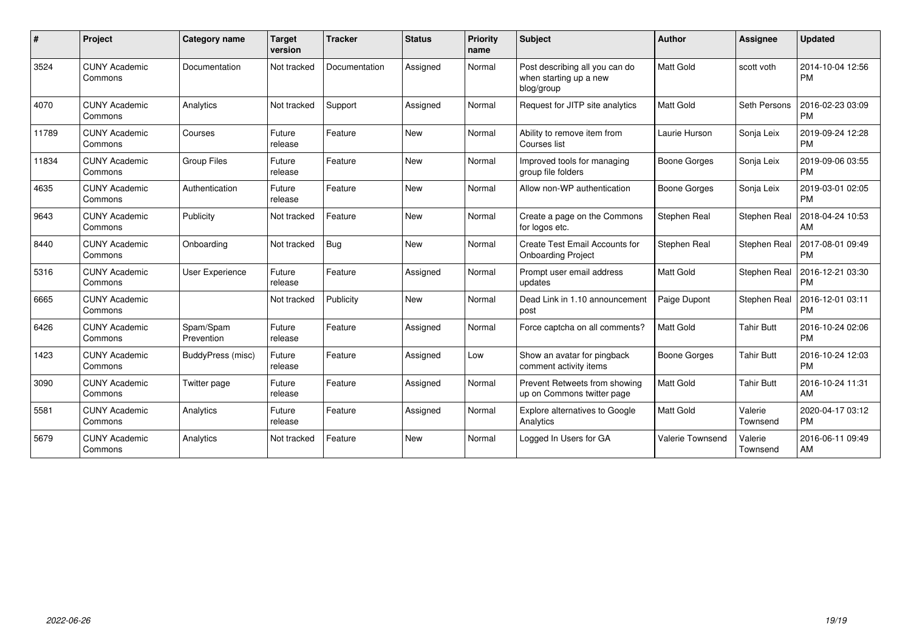| # | Project | Category name | Target version | Tracker | Status | Priority name | Subject | Author | Assignee | Updated |
|---|---|---|---|---|---|---|---|---|---|---|
| 3524 | CUNY Academic Commons | Documentation | Not tracked | Documentation | Assigned | Normal | Post describing all you can do when starting up a new blog/group | Matt Gold | scott voth | 2014-10-04 12:56 PM |
| 4070 | CUNY Academic Commons | Analytics | Not tracked | Support | Assigned | Normal | Request for JITP site analytics | Matt Gold | Seth Persons | 2016-02-23 03:09 PM |
| 11789 | CUNY Academic Commons | Courses | Future release | Feature | New | Normal | Ability to remove item from Courses list | Laurie Hurson | Sonja Leix | 2019-09-24 12:28 PM |
| 11834 | CUNY Academic Commons | Group Files | Future release | Feature | New | Normal | Improved tools for managing group file folders | Boone Gorges | Sonja Leix | 2019-09-06 03:55 PM |
| 4635 | CUNY Academic Commons | Authentication | Future release | Feature | New | Normal | Allow non-WP authentication | Boone Gorges | Sonja Leix | 2019-03-01 02:05 PM |
| 9643 | CUNY Academic Commons | Publicity | Not tracked | Feature | New | Normal | Create a page on the Commons for logos etc. | Stephen Real | Stephen Real | 2018-04-24 10:53 AM |
| 8440 | CUNY Academic Commons | Onboarding | Not tracked | Bug | New | Normal | Create Test Email Accounts for Onboarding Project | Stephen Real | Stephen Real | 2017-08-01 09:49 PM |
| 5316 | CUNY Academic Commons | User Experience | Future release | Feature | Assigned | Normal | Prompt user email address updates | Matt Gold | Stephen Real | 2016-12-21 03:30 PM |
| 6665 | CUNY Academic Commons | | Not tracked | Publicity | New | Normal | Dead Link in 1.10 announcement post | Paige Dupont | Stephen Real | 2016-12-01 03:11 PM |
| 6426 | CUNY Academic Commons | Spam/Spam Prevention | Future release | Feature | Assigned | Normal | Force captcha on all comments? | Matt Gold | Tahir Butt | 2016-10-24 02:06 PM |
| 1423 | CUNY Academic Commons | BuddyPress (misc) | Future release | Feature | Assigned | Low | Show an avatar for pingback comment activity items | Boone Gorges | Tahir Butt | 2016-10-24 12:03 PM |
| 3090 | CUNY Academic Commons | Twitter page | Future release | Feature | Assigned | Normal | Prevent Retweets from showing up on Commons twitter page | Matt Gold | Tahir Butt | 2016-10-24 11:31 AM |
| 5581 | CUNY Academic Commons | Analytics | Future release | Feature | Assigned | Normal | Explore alternatives to Google Analytics | Matt Gold | Valerie Townsend | 2020-04-17 03:12 PM |
| 5679 | CUNY Academic Commons | Analytics | Not tracked | Feature | New | Normal | Logged In Users for GA | Valerie Townsend | Valerie Townsend | 2016-06-11 09:49 AM |